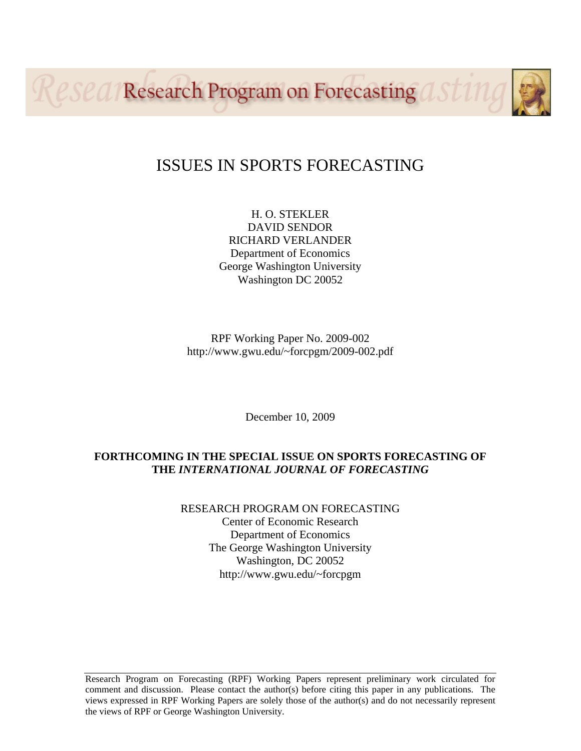Research Program on Forecasting

# ISSUES IN SPORTS FORECASTING

H. O. STEKLER
DAVID SENDOR
RICHARD VERLANDER
Department of Economics
George Washington University
Washington DC 20052

RPF Working Paper No. 2009-002
http://www.gwu.edu/~forcpgm/2009-002.pdf

December 10, 2009

**FORTHCOMING IN THE SPECIAL ISSUE ON SPORTS FORECASTING OF THE *INTERNATIONAL JOURNAL OF FORECASTING***

RESEARCH PROGRAM ON FORECASTING
Center of Economic Research
Department of Economics
The George Washington University
Washington, DC 20052
http://www.gwu.edu/~forcpgm

Research Program on Forecasting (RPF) Working Papers represent preliminary work circulated for comment and discussion. Please contact the author(s) before citing this paper in any publications. The views expressed in RPF Working Papers are solely those of the author(s) and do not necessarily represent the views of RPF or George Washington University.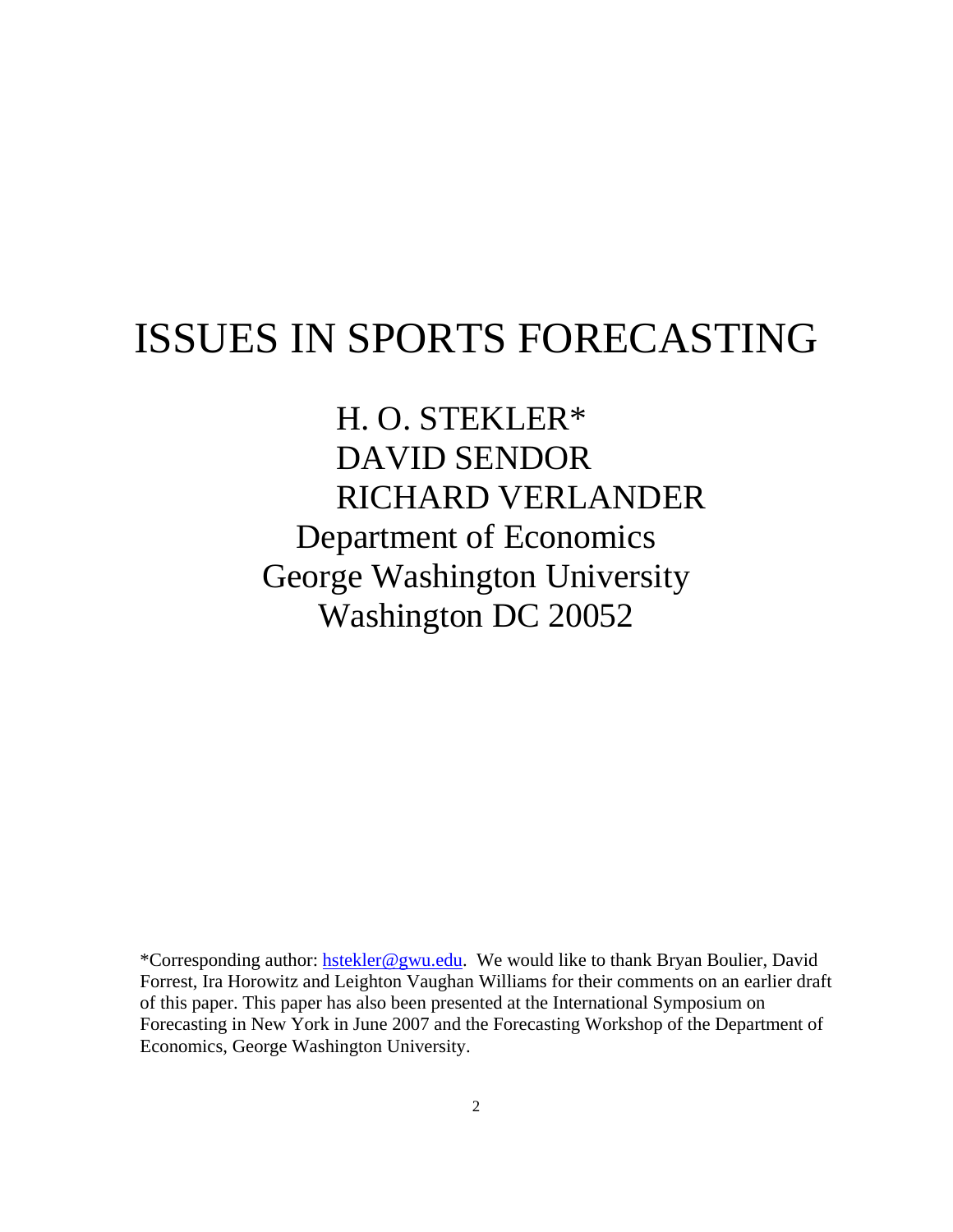# ISSUES IN SPORTS FORECASTING

H. O. STEKLER*
DAVID SENDOR
RICHARD VERLANDER
Department of Economics
George Washington University
Washington DC 20052

*Corresponding author: hstekler@gwu.edu. We would like to thank Bryan Boulier, David Forrest, Ira Horowitz and Leighton Vaughan Williams for their comments on an earlier draft of this paper. This paper has also been presented at the International Symposium on Forecasting in New York in June 2007 and the Forecasting Workshop of the Department of Economics, George Washington University.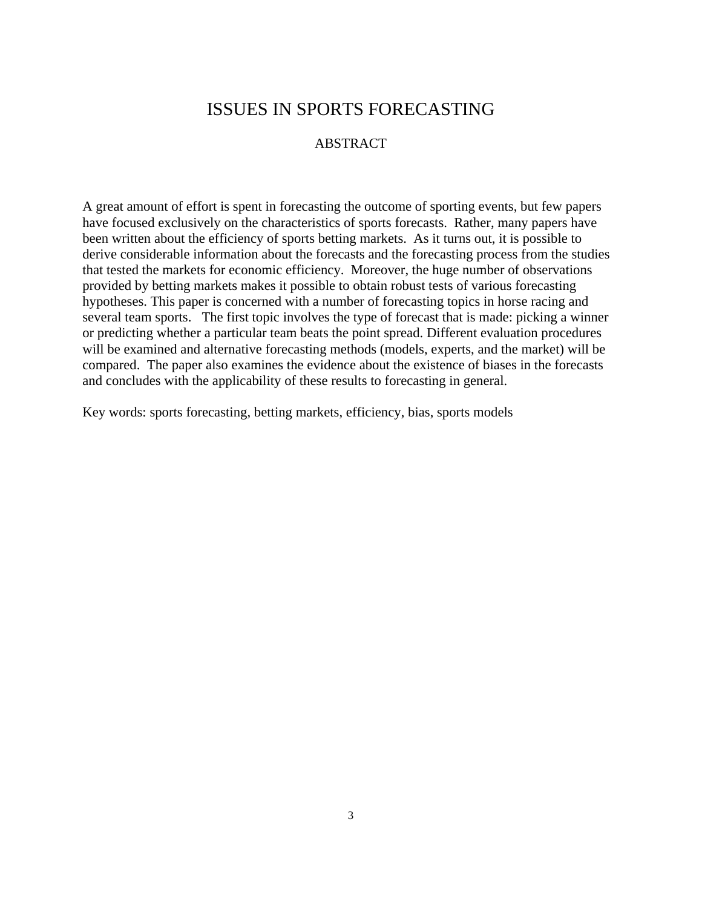# ISSUES IN SPORTS FORECASTING

## ABSTRACT

A great amount of effort is spent in forecasting the outcome of sporting events, but few papers have focused exclusively on the characteristics of sports forecasts. Rather, many papers have been written about the efficiency of sports betting markets. As it turns out, it is possible to derive considerable information about the forecasts and the forecasting process from the studies that tested the markets for economic efficiency. Moreover, the huge number of observations provided by betting markets makes it possible to obtain robust tests of various forecasting hypotheses. This paper is concerned with a number of forecasting topics in horse racing and several team sports. The first topic involves the type of forecast that is made: picking a winner or predicting whether a particular team beats the point spread. Different evaluation procedures will be examined and alternative forecasting methods (models, experts, and the market) will be compared. The paper also examines the evidence about the existence of biases in the forecasts and concludes with the applicability of these results to forecasting in general.

Key words: sports forecasting, betting markets, efficiency, bias, sports models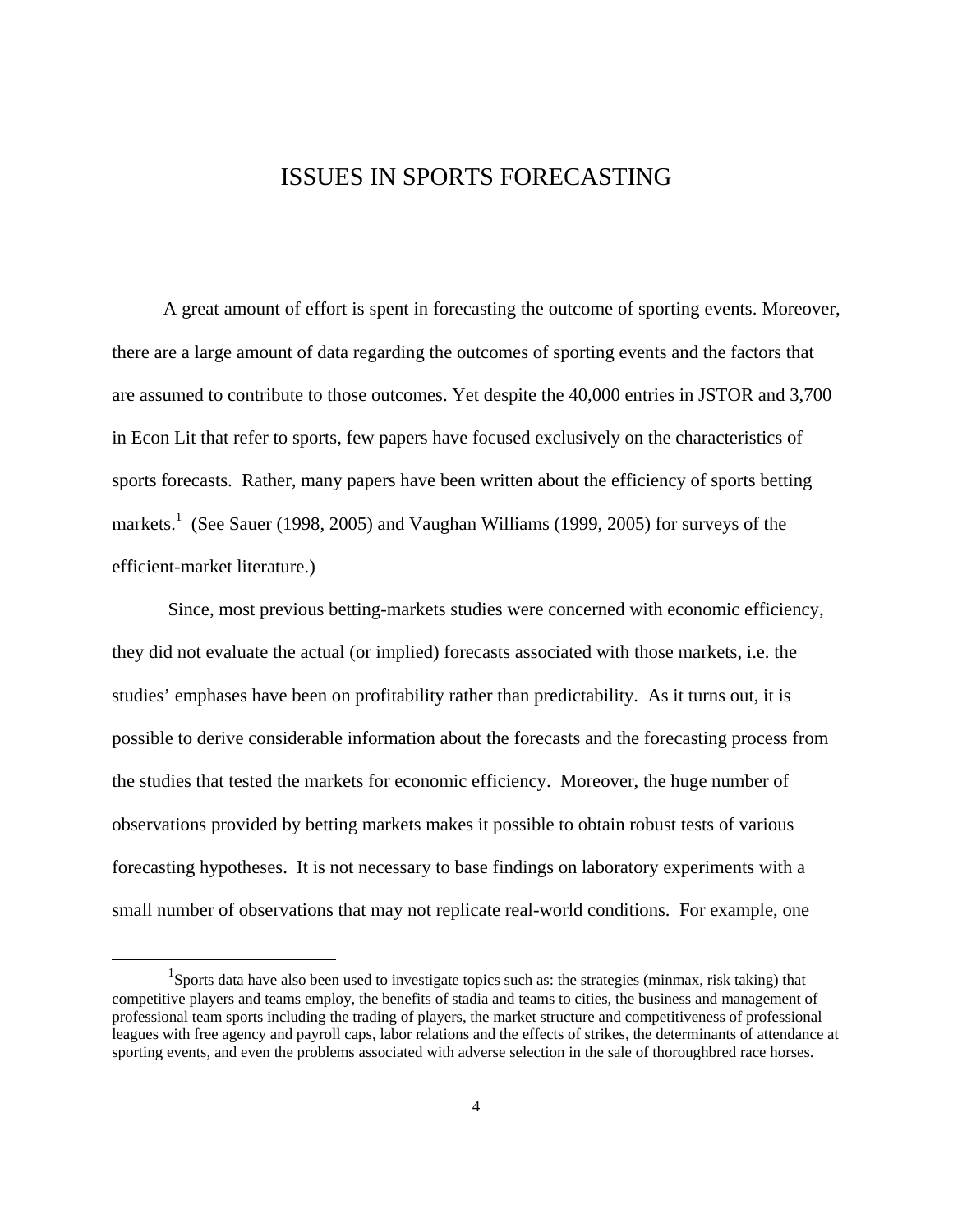# ISSUES IN SPORTS FORECASTING

A great amount of effort is spent in forecasting the outcome of sporting events. Moreover, there are a large amount of data regarding the outcomes of sporting events and the factors that are assumed to contribute to those outcomes. Yet despite the 40,000 entries in JSTOR and 3,700 in Econ Lit that refer to sports, few papers have focused exclusively on the characteristics of sports forecasts. Rather, many papers have been written about the efficiency of sports betting markets.[1] (See Sauer (1998, 2005) and Vaughan Williams (1999, 2005) for surveys of the efficient-market literature.)

Since, most previous betting-markets studies were concerned with economic efficiency, they did not evaluate the actual (or implied) forecasts associated with those markets, i.e. the studies' emphases have been on profitability rather than predictability. As it turns out, it is possible to derive considerable information about the forecasts and the forecasting process from the studies that tested the markets for economic efficiency. Moreover, the huge number of observations provided by betting markets makes it possible to obtain robust tests of various forecasting hypotheses. It is not necessary to base findings on laboratory experiments with a small number of observations that may not replicate real-world conditions. For example, one

---

[1] Sports data have also been used to investigate topics such as: the strategies (minmax, risk taking) that competitive players and teams employ, the benefits of stadia and teams to cities, the business and management of professional team sports including the trading of players, the market structure and competitiveness of professional leagues with free agency and payroll caps, labor relations and the effects of strikes, the determinants of attendance at sporting events, and even the problems associated with adverse selection in the sale of thoroughbred race horses.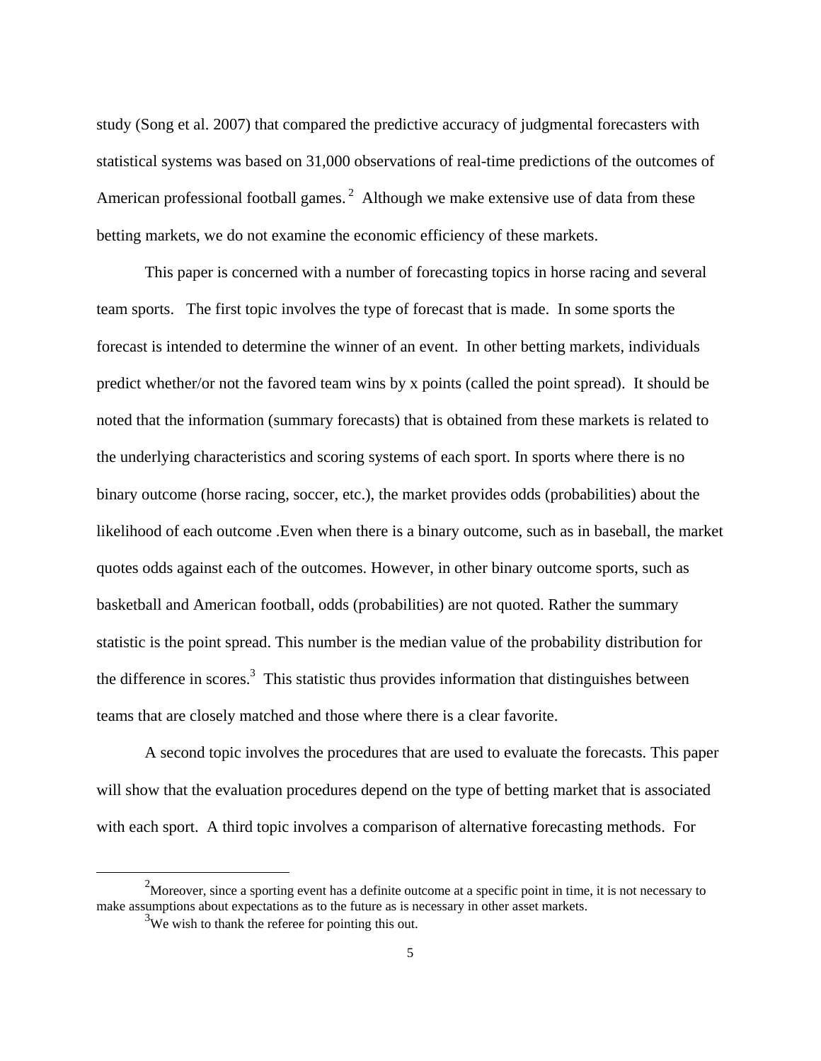study (Song et al. 2007) that compared the predictive accuracy of judgmental forecasters with statistical systems was based on 31,000 observations of real-time predictions of the outcomes of American professional football games.[2] Although we make extensive use of data from these betting markets, we do not examine the economic efficiency of these markets.

This paper is concerned with a number of forecasting topics in horse racing and several team sports. The first topic involves the type of forecast that is made. In some sports the forecast is intended to determine the winner of an event. In other betting markets, individuals predict whether/or not the favored team wins by x points (called the point spread). It should be noted that the information (summary forecasts) that is obtained from these markets is related to the underlying characteristics and scoring systems of each sport. In sports where there is no binary outcome (horse racing, soccer, etc.), the market provides odds (probabilities) about the likelihood of each outcome .Even when there is a binary outcome, such as in baseball, the market quotes odds against each of the outcomes. However, in other binary outcome sports, such as basketball and American football, odds (probabilities) are not quoted. Rather the summary statistic is the point spread. This number is the median value of the probability distribution for the difference in scores.[3] This statistic thus provides information that distinguishes between teams that are closely matched and those where there is a clear favorite.

A second topic involves the procedures that are used to evaluate the forecasts. This paper will show that the evaluation procedures depend on the type of betting market that is associated with each sport. A third topic involves a comparison of alternative forecasting methods. For

[2] Moreover, since a sporting event has a definite outcome at a specific point in time, it is not necessary to make assumptions about expectations as to the future as is necessary in other asset markets.

[3] We wish to thank the referee for pointing this out.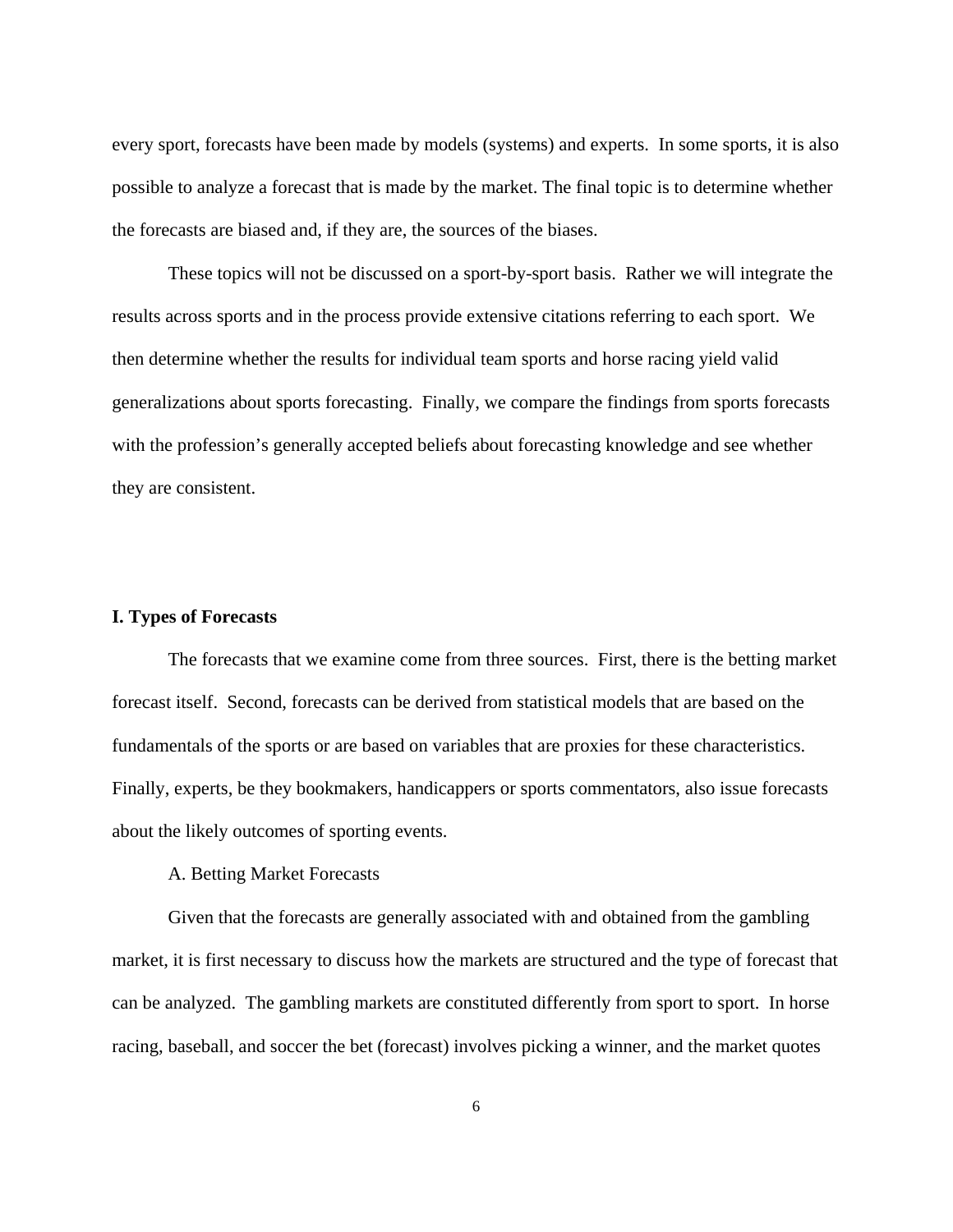every sport, forecasts have been made by models (systems) and experts. In some sports, it is also possible to analyze a forecast that is made by the market. The final topic is to determine whether the forecasts are biased and, if they are, the sources of the biases.

These topics will not be discussed on a sport-by-sport basis. Rather we will integrate the results across sports and in the process provide extensive citations referring to each sport. We then determine whether the results for individual team sports and horse racing yield valid generalizations about sports forecasting. Finally, we compare the findings from sports forecasts with the profession's generally accepted beliefs about forecasting knowledge and see whether they are consistent.

## I. Types of Forecasts

The forecasts that we examine come from three sources. First, there is the betting market forecast itself. Second, forecasts can be derived from statistical models that are based on the fundamentals of the sports or are based on variables that are proxies for these characteristics. Finally, experts, be they bookmakers, handicappers or sports commentators, also issue forecasts about the likely outcomes of sporting events.

### A. Betting Market Forecasts

Given that the forecasts are generally associated with and obtained from the gambling market, it is first necessary to discuss how the markets are structured and the type of forecast that can be analyzed. The gambling markets are constituted differently from sport to sport. In horse racing, baseball, and soccer the bet (forecast) involves picking a winner, and the market quotes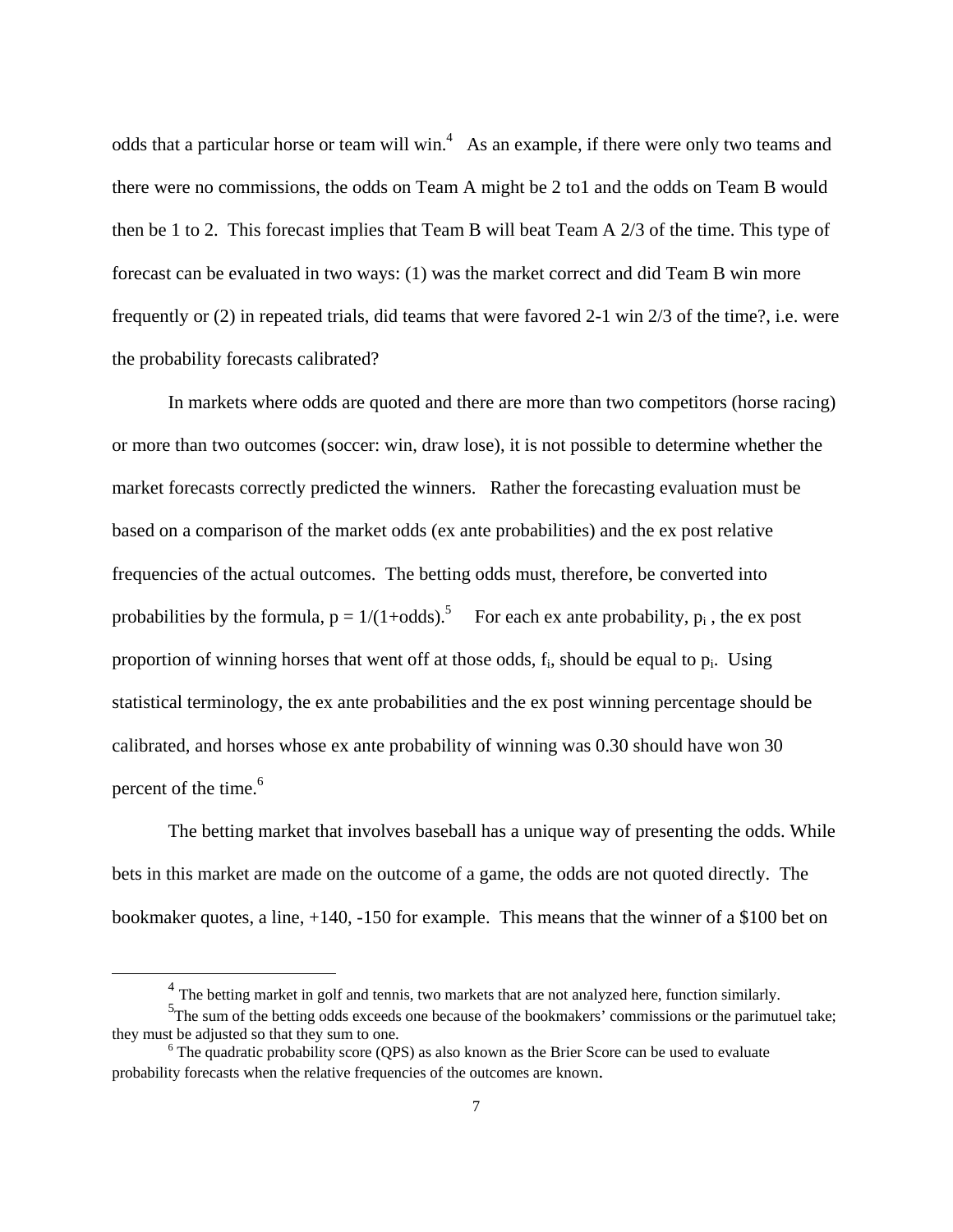odds that a particular horse or team will win.[4] As an example, if there were only two teams and there were no commissions, the odds on Team A might be 2 to1 and the odds on Team B would then be 1 to 2. This forecast implies that Team B will beat Team A 2/3 of the time. This type of forecast can be evaluated in two ways: (1) was the market correct and did Team B win more frequently or (2) in repeated trials, did teams that were favored 2-1 win 2/3 of the time?, i.e. were the probability forecasts calibrated?

In markets where odds are quoted and there are more than two competitors (horse racing) or more than two outcomes (soccer: win, draw lose), it is not possible to determine whether the market forecasts correctly predicted the winners. Rather the forecasting evaluation must be based on a comparison of the market odds (ex ante probabilities) and the ex post relative frequencies of the actual outcomes. The betting odds must, therefore, be converted into probabilities by the formula, $p = 1/(1+\text{odds})$.[5] For each ex ante probability, $p_i$, the ex post proportion of winning horses that went off at those odds, $f_i$, should be equal to $p_i$. Using statistical terminology, the ex ante probabilities and the ex post winning percentage should be calibrated, and horses whose ex ante probability of winning was 0.30 should have won 30 percent of the time.[6]

The betting market that involves baseball has a unique way of presenting the odds. While bets in this market are made on the outcome of a game, the odds are not quoted directly. The bookmaker quotes, a line, +140, -150 for example. This means that the winner of a $100 bet on

---

[4] The betting market in golf and tennis, two markets that are not analyzed here, function similarly.

[5] The sum of the betting odds exceeds one because of the bookmakers' commissions or the parimutuel take; they must be adjusted so that they sum to one.

[6] The quadratic probability score (QPS) as also known as the Brier Score can be used to evaluate probability forecasts when the relative frequencies of the outcomes are known.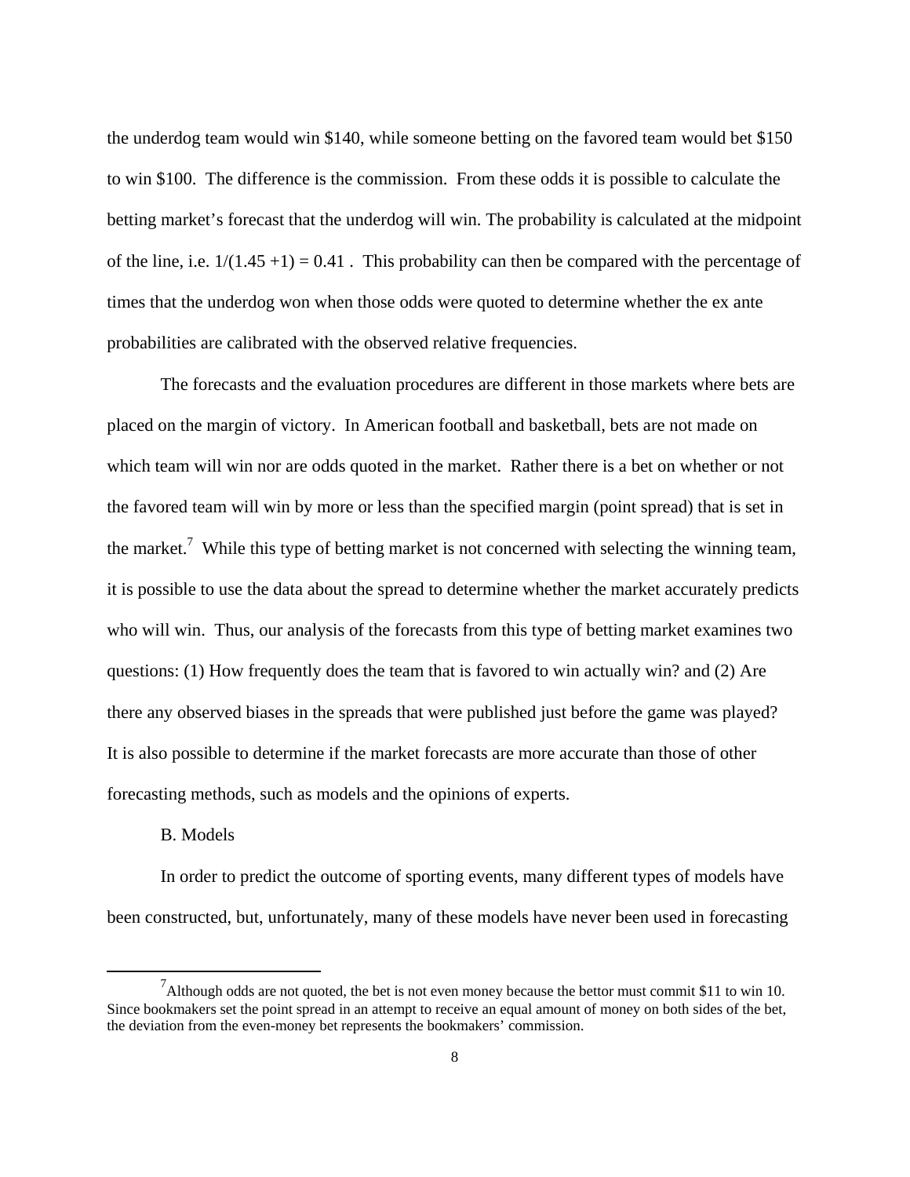the underdog team would win \$140, while someone betting on the favored team would bet \$150 to win \$100. The difference is the commission. From these odds it is possible to calculate the betting market's forecast that the underdog will win. The probability is calculated at the midpoint of the line, i.e. $1/(1.45 + 1) = 0.41$ . This probability can then be compared with the percentage of times that the underdog won when those odds were quoted to determine whether the ex ante probabilities are calibrated with the observed relative frequencies.

The forecasts and the evaluation procedures are different in those markets where bets are placed on the margin of victory. In American football and basketball, bets are not made on which team will win nor are odds quoted in the market. Rather there is a bet on whether or not the favored team will win by more or less than the specified margin (point spread) that is set in the market.[7] While this type of betting market is not concerned with selecting the winning team, it is possible to use the data about the spread to determine whether the market accurately predicts who will win. Thus, our analysis of the forecasts from this type of betting market examines two questions: (1) How frequently does the team that is favored to win actually win? and (2) Are there any observed biases in the spreads that were published just before the game was played? It is also possible to determine if the market forecasts are more accurate than those of other forecasting methods, such as models and the opinions of experts.

B. Models

In order to predict the outcome of sporting events, many different types of models have been constructed, but, unfortunately, many of these models have never been used in forecasting

[7] Although odds are not quoted, the bet is not even money because the bettor must commit \$11 to win 10. Since bookmakers set the point spread in an attempt to receive an equal amount of money on both sides of the bet, the deviation from the even-money bet represents the bookmakers' commission.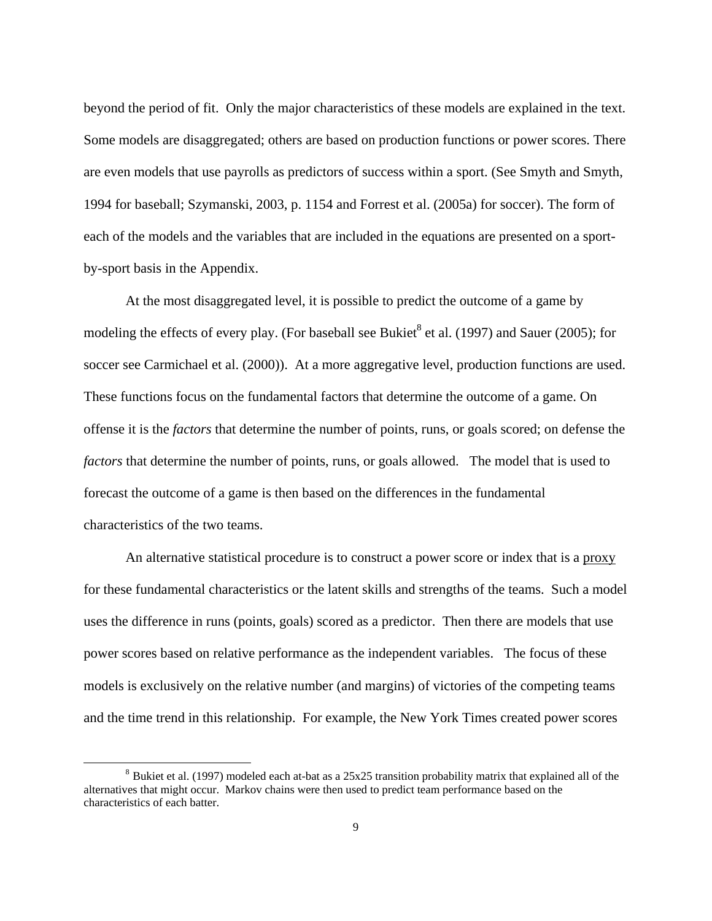beyond the period of fit. Only the major characteristics of these models are explained in the text. Some models are disaggregated; others are based on production functions or power scores. There are even models that use payrolls as predictors of success within a sport. (See Smyth and Smyth, 1994 for baseball; Szymanski, 2003, p. 1154 and Forrest et al. (2005a) for soccer). The form of each of the models and the variables that are included in the equations are presented on a sport-by-sport basis in the Appendix.

At the most disaggregated level, it is possible to predict the outcome of a game by modeling the effects of every play. (For baseball see Bukiet[8] et al. (1997) and Sauer (2005); for soccer see Carmichael et al. (2000)). At a more aggregative level, production functions are used. These functions focus on the fundamental factors that determine the outcome of a game. On offense it is the *factors* that determine the number of points, runs, or goals scored; on defense the *factors* that determine the number of points, runs, or goals allowed. The model that is used to forecast the outcome of a game is then based on the differences in the fundamental characteristics of the two teams.

An alternative statistical procedure is to construct a power score or index that is a <u>proxy</u> for these fundamental characteristics or the latent skills and strengths of the teams. Such a model uses the difference in runs (points, goals) scored as a predictor. Then there are models that use power scores based on relative performance as the independent variables. The focus of these models is exclusively on the relative number (and margins) of victories of the competing teams and the time trend in this relationship. For example, the New York Times created power scores

[8] Bukiet et al. (1997) modeled each at-bat as a 25x25 transition probability matrix that explained all of the alternatives that might occur. Markov chains were then used to predict team performance based on the characteristics of each batter.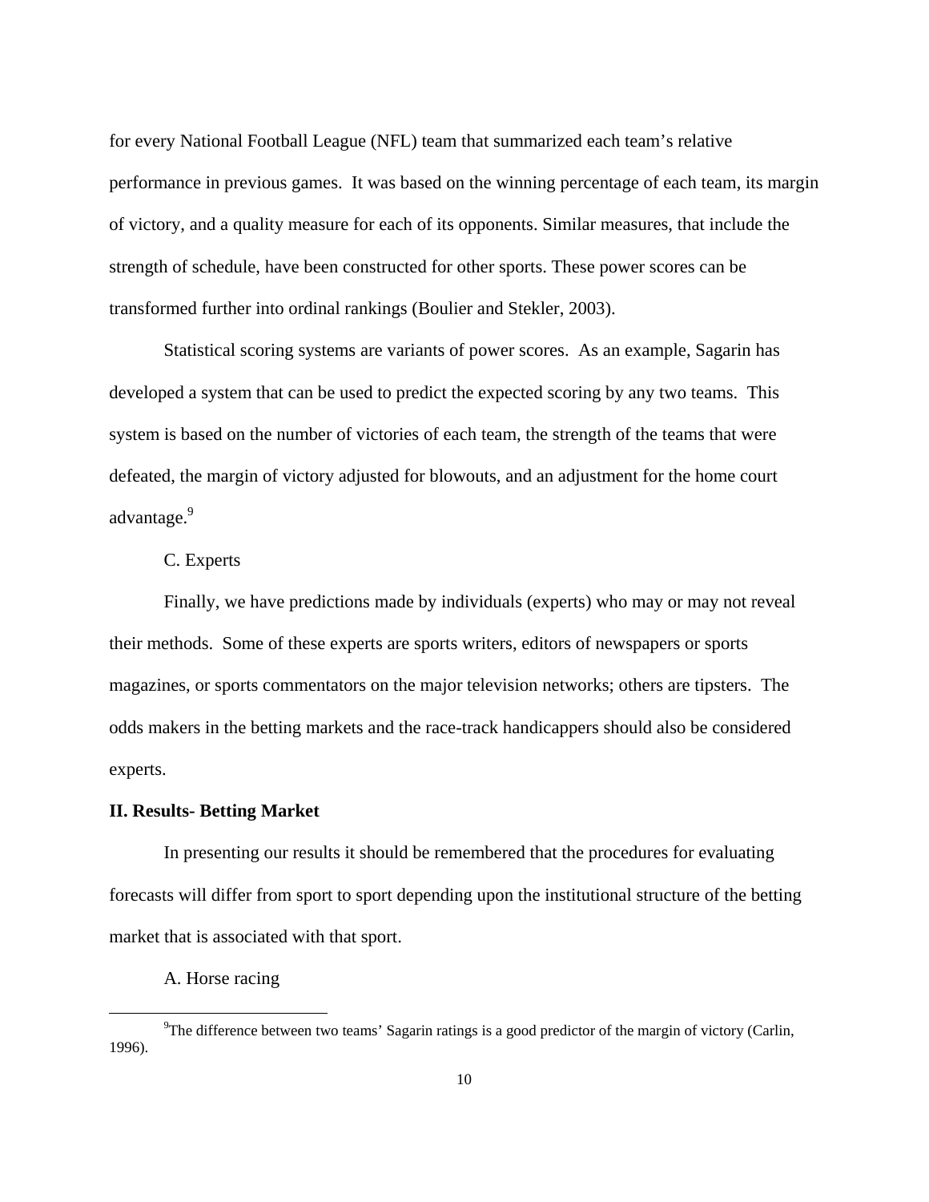for every National Football League (NFL) team that summarized each team's relative performance in previous games. It was based on the winning percentage of each team, its margin of victory, and a quality measure for each of its opponents. Similar measures, that include the strength of schedule, have been constructed for other sports. These power scores can be transformed further into ordinal rankings (Boulier and Stekler, 2003).

Statistical scoring systems are variants of power scores. As an example, Sagarin has developed a system that can be used to predict the expected scoring by any two teams. This system is based on the number of victories of each team, the strength of the teams that were defeated, the margin of victory adjusted for blowouts, and an adjustment for the home court advantage.[9]

C. Experts

Finally, we have predictions made by individuals (experts) who may or may not reveal their methods. Some of these experts are sports writers, editors of newspapers or sports magazines, or sports commentators on the major television networks; others are tipsters. The odds makers in the betting markets and the race-track handicappers should also be considered experts.

## II. Results- Betting Market

In presenting our results it should be remembered that the procedures for evaluating forecasts will differ from sport to sport depending upon the institutional structure of the betting market that is associated with that sport.

A. Horse racing

---

[9] The difference between two teams' Sagarin ratings is a good predictor of the margin of victory (Carlin, 1996).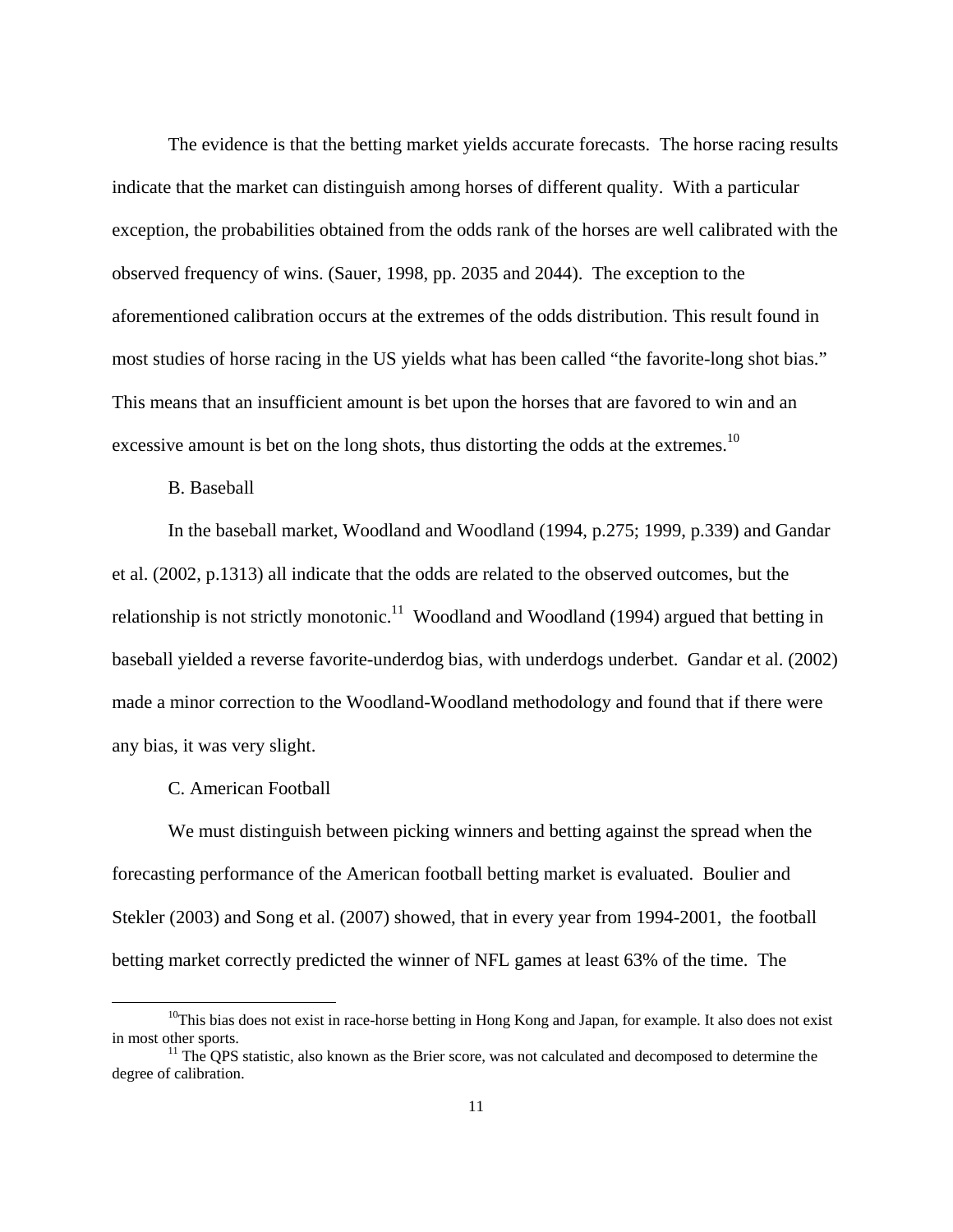The evidence is that the betting market yields accurate forecasts. The horse racing results indicate that the market can distinguish among horses of different quality. With a particular exception, the probabilities obtained from the odds rank of the horses are well calibrated with the observed frequency of wins. (Sauer, 1998, pp. 2035 and 2044). The exception to the aforementioned calibration occurs at the extremes of the odds distribution. This result found in most studies of horse racing in the US yields what has been called "the favorite-long shot bias." This means that an insufficient amount is bet upon the horses that are favored to win and an excessive amount is bet on the long shots, thus distorting the odds at the extremes.[10]

B. Baseball

In the baseball market, Woodland and Woodland (1994, p.275; 1999, p.339) and Gandar et al. (2002, p.1313) all indicate that the odds are related to the observed outcomes, but the relationship is not strictly monotonic.[11] Woodland and Woodland (1994) argued that betting in baseball yielded a reverse favorite-underdog bias, with underdogs underbet. Gandar et al. (2002) made a minor correction to the Woodland-Woodland methodology and found that if there were any bias, it was very slight.

C. American Football

We must distinguish between picking winners and betting against the spread when the forecasting performance of the American football betting market is evaluated. Boulier and Stekler (2003) and Song et al. (2007) showed, that in every year from 1994-2001, the football betting market correctly predicted the winner of NFL games at least 63% of the time. The

[10] This bias does not exist in race-horse betting in Hong Kong and Japan, for example. It also does not exist in most other sports.

[11] The QPS statistic, also known as the Brier score, was not calculated and decomposed to determine the degree of calibration.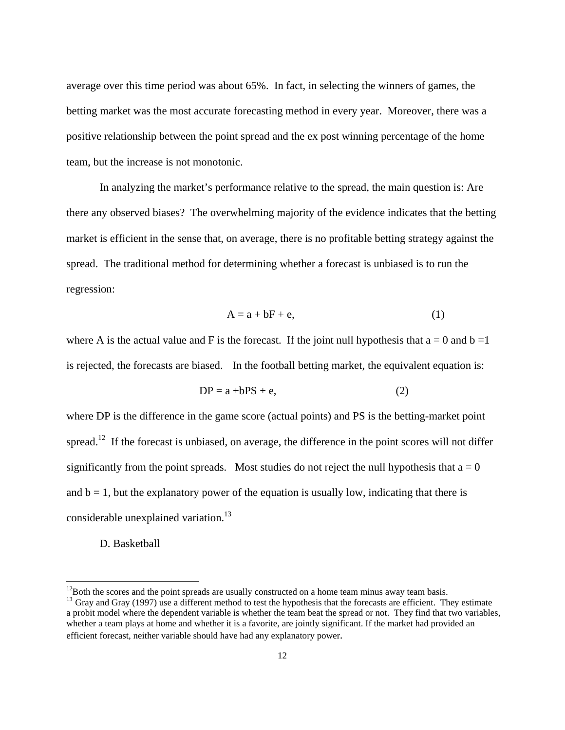average over this time period was about 65%. In fact, in selecting the winners of games, the betting market was the most accurate forecasting method in every year. Moreover, there was a positive relationship between the point spread and the ex post winning percentage of the home team, but the increase is not monotonic.

In analyzing the market's performance relative to the spread, the main question is: Are there any observed biases? The overwhelming majority of the evidence indicates that the betting market is efficient in the sense that, on average, there is no profitable betting strategy against the spread. The traditional method for determining whether a forecast is unbiased is to run the regression:

$$A = a + bF + e, \qquad (1)$$

where A is the actual value and F is the forecast. If the joint null hypothesis that $a = 0$ and $b = 1$ is rejected, the forecasts are biased. In the football betting market, the equivalent equation is:

$$DP = a + bPS + e, \qquad (2)$$

where DP is the difference in the game score (actual points) and PS is the betting-market point spread.[12] If the forecast is unbiased, on average, the difference in the point scores will not differ significantly from the point spreads. Most studies do not reject the null hypothesis that $a = 0$ and $b = 1$, but the explanatory power of the equation is usually low, indicating that there is considerable unexplained variation.[13]

D. Basketball

---

[12] Both the scores and the point spreads are usually constructed on a home team minus away team basis.

[13] Gray and Gray (1997) use a different method to test the hypothesis that the forecasts are efficient. They estimate a probit model where the dependent variable is whether the team beat the spread or not. They find that two variables, whether a team plays at home and whether it is a favorite, are jointly significant. If the market had provided an efficient forecast, neither variable should have had any explanatory power.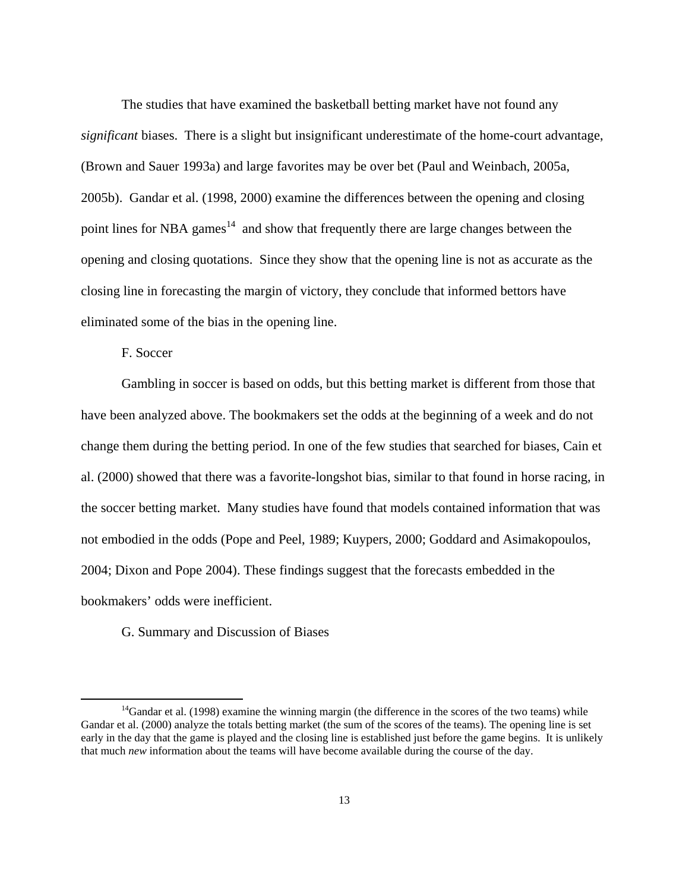The studies that have examined the basketball betting market have not found any *significant* biases. There is a slight but insignificant underestimate of the home-court advantage, (Brown and Sauer 1993a) and large favorites may be over bet (Paul and Weinbach, 2005a, 2005b). Gandar et al. (1998, 2000) examine the differences between the opening and closing point lines for NBA games[14] and show that frequently there are large changes between the opening and closing quotations. Since they show that the opening line is not as accurate as the closing line in forecasting the margin of victory, they conclude that informed bettors have eliminated some of the bias in the opening line.

### F. Soccer

Gambling in soccer is based on odds, but this betting market is different from those that have been analyzed above. The bookmakers set the odds at the beginning of a week and do not change them during the betting period. In one of the few studies that searched for biases, Cain et al. (2000) showed that there was a favorite-longshot bias, similar to that found in horse racing, in the soccer betting market. Many studies have found that models contained information that was not embodied in the odds (Pope and Peel, 1989; Kuypers, 2000; Goddard and Asimakopoulos, 2004; Dixon and Pope 2004). These findings suggest that the forecasts embedded in the bookmakers' odds were inefficient.

### G. Summary and Discussion of Biases

[14] Gandar et al. (1998) examine the winning margin (the difference in the scores of the two teams) while Gandar et al. (2000) analyze the totals betting market (the sum of the scores of the teams). The opening line is set early in the day that the game is played and the closing line is established just before the game begins. It is unlikely that much *new* information about the teams will have become available during the course of the day.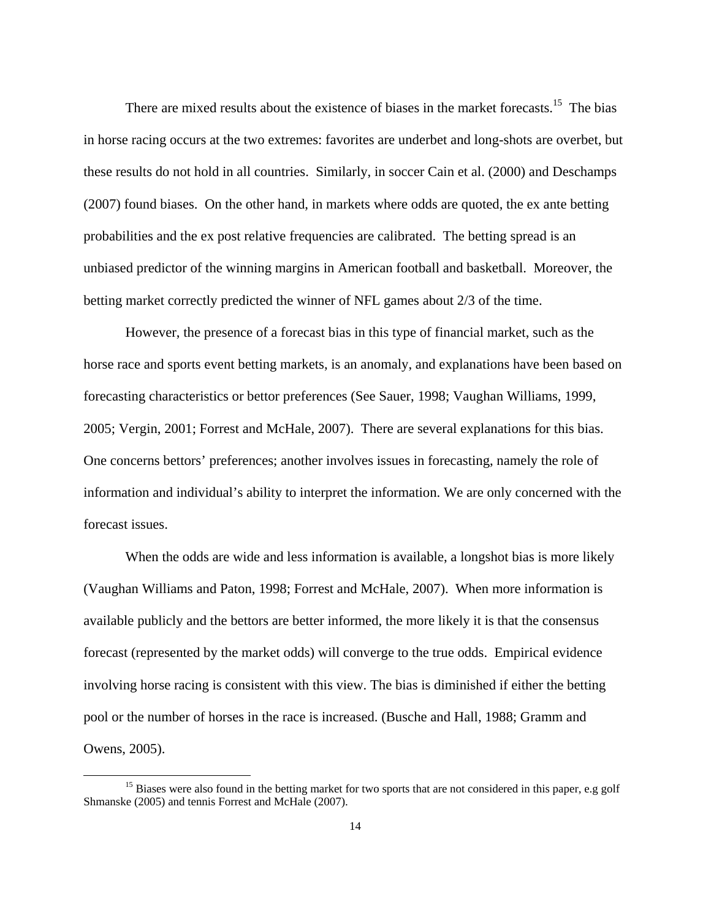There are mixed results about the existence of biases in the market forecasts.[15] The bias in horse racing occurs at the two extremes: favorites are underbet and long-shots are overbet, but these results do not hold in all countries. Similarly, in soccer Cain et al. (2000) and Deschamps (2007) found biases. On the other hand, in markets where odds are quoted, the ex ante betting probabilities and the ex post relative frequencies are calibrated. The betting spread is an unbiased predictor of the winning margins in American football and basketball. Moreover, the betting market correctly predicted the winner of NFL games about 2/3 of the time.

However, the presence of a forecast bias in this type of financial market, such as the horse race and sports event betting markets, is an anomaly, and explanations have been based on forecasting characteristics or bettor preferences (See Sauer, 1998; Vaughan Williams, 1999, 2005; Vergin, 2001; Forrest and McHale, 2007). There are several explanations for this bias. One concerns bettors' preferences; another involves issues in forecasting, namely the role of information and individual's ability to interpret the information. We are only concerned with the forecast issues.

When the odds are wide and less information is available, a longshot bias is more likely (Vaughan Williams and Paton, 1998; Forrest and McHale, 2007). When more information is available publicly and the bettors are better informed, the more likely it is that the consensus forecast (represented by the market odds) will converge to the true odds. Empirical evidence involving horse racing is consistent with this view. The bias is diminished if either the betting pool or the number of horses in the race is increased. (Busche and Hall, 1988; Gramm and Owens, 2005).

[15] Biases were also found in the betting market for two sports that are not considered in this paper, e.g golf Shmanske (2005) and tennis Forrest and McHale (2007).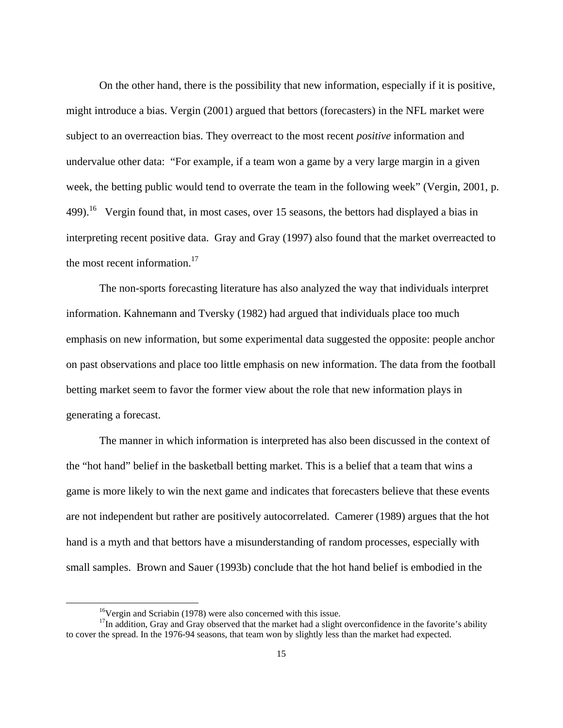On the other hand, there is the possibility that new information, especially if it is positive, might introduce a bias. Vergin (2001) argued that bettors (forecasters) in the NFL market were subject to an overreaction bias. They overreact to the most recent *positive* information and undervalue other data: "For example, if a team won a game by a very large margin in a given week, the betting public would tend to overrate the team in the following week" (Vergin, 2001, p. 499).[16] Vergin found that, in most cases, over 15 seasons, the bettors had displayed a bias in interpreting recent positive data. Gray and Gray (1997) also found that the market overreacted to the most recent information.[17]

The non-sports forecasting literature has also analyzed the way that individuals interpret information. Kahnemann and Tversky (1982) had argued that individuals place too much emphasis on new information, but some experimental data suggested the opposite: people anchor on past observations and place too little emphasis on new information. The data from the football betting market seem to favor the former view about the role that new information plays in generating a forecast.

The manner in which information is interpreted has also been discussed in the context of the "hot hand" belief in the basketball betting market. This is a belief that a team that wins a game is more likely to win the next game and indicates that forecasters believe that these events are not independent but rather are positively autocorrelated. Camerer (1989) argues that the hot hand is a myth and that bettors have a misunderstanding of random processes, especially with small samples. Brown and Sauer (1993b) conclude that the hot hand belief is embodied in the

[16] Vergin and Scriabin (1978) were also concerned with this issue.

[17] In addition, Gray and Gray observed that the market had a slight overconfidence in the favorite's ability to cover the spread. In the 1976-94 seasons, that team won by slightly less than the market had expected.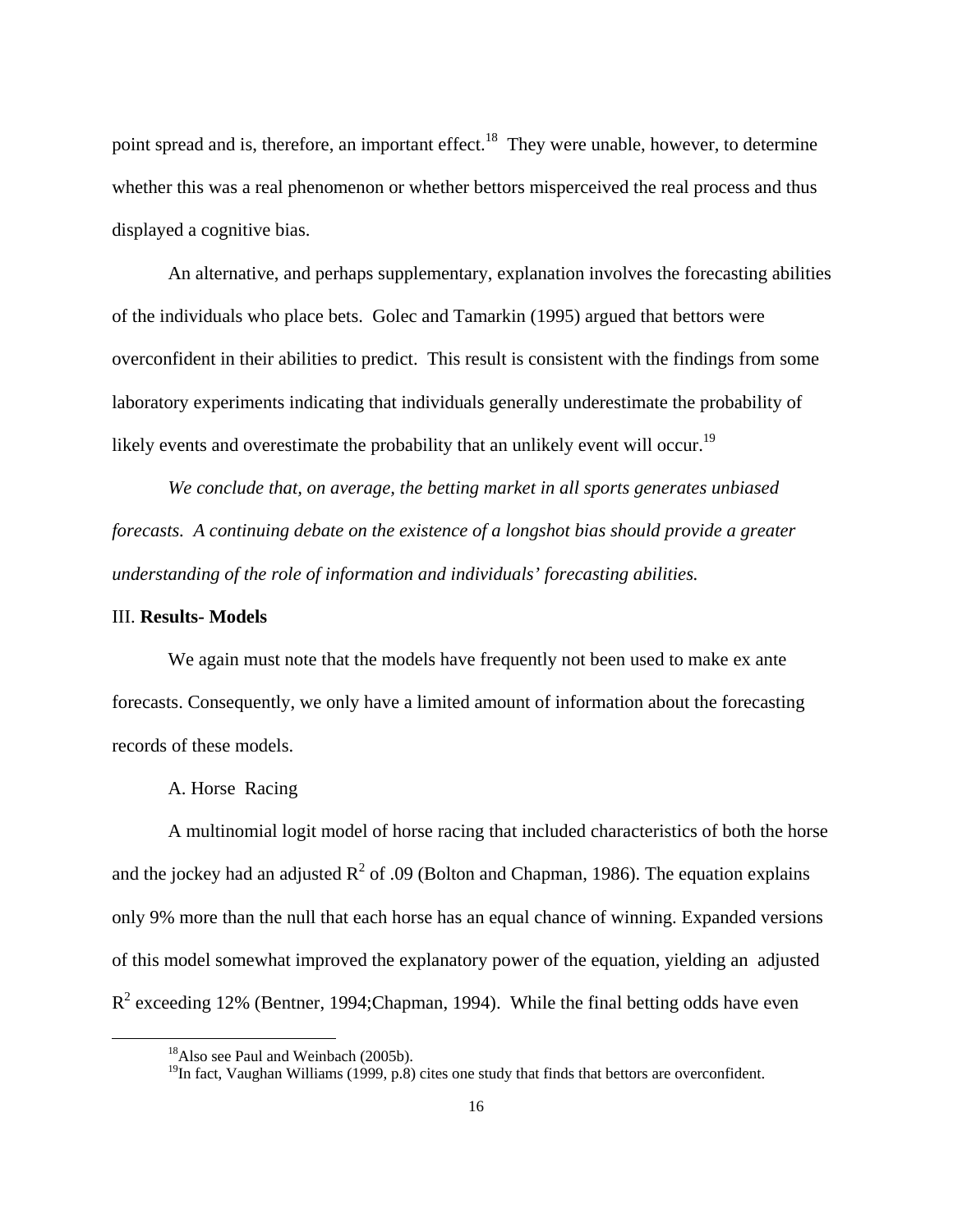point spread and is, therefore, an important effect.[18] They were unable, however, to determine whether this was a real phenomenon or whether bettors misperceived the real process and thus displayed a cognitive bias.

An alternative, and perhaps supplementary, explanation involves the forecasting abilities of the individuals who place bets. Golec and Tamarkin (1995) argued that bettors were overconfident in their abilities to predict. This result is consistent with the findings from some laboratory experiments indicating that individuals generally underestimate the probability of likely events and overestimate the probability that an unlikely event will occur.[19]

*We conclude that, on average, the betting market in all sports generates unbiased forecasts. A continuing debate on the existence of a longshot bias should provide a greater understanding of the role of information and individuals' forecasting abilities.*

## III. **Results- Models**

We again must note that the models have frequently not been used to make ex ante forecasts. Consequently, we only have a limited amount of information about the forecasting records of these models.

### A. Horse Racing

A multinomial logit model of horse racing that included characteristics of both the horse and the jockey had an adjusted $R^2$ of .09 (Bolton and Chapman, 1986). The equation explains only 9% more than the null that each horse has an equal chance of winning. Expanded versions of this model somewhat improved the explanatory power of the equation, yielding an adjusted $R^2$ exceeding 12% (Bentner, 1994;Chapman, 1994). While the final betting odds have even

---

[18] Also see Paul and Weinbach (2005b).

[19] In fact, Vaughan Williams (1999, p.8) cites one study that finds that bettors are overconfident.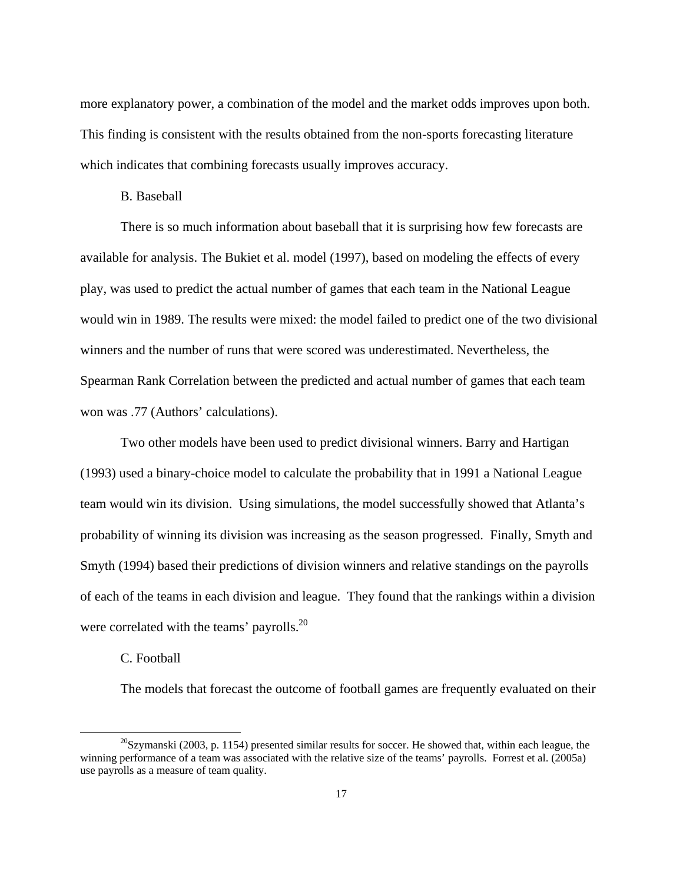more explanatory power, a combination of the model and the market odds improves upon both. This finding is consistent with the results obtained from the non-sports forecasting literature which indicates that combining forecasts usually improves accuracy.

### B. Baseball

There is so much information about baseball that it is surprising how few forecasts are available for analysis. The Bukiet et al. model (1997), based on modeling the effects of every play, was used to predict the actual number of games that each team in the National League would win in 1989. The results were mixed: the model failed to predict one of the two divisional winners and the number of runs that were scored was underestimated. Nevertheless, the Spearman Rank Correlation between the predicted and actual number of games that each team won was .77 (Authors' calculations).

Two other models have been used to predict divisional winners. Barry and Hartigan (1993) used a binary-choice model to calculate the probability that in 1991 a National League team would win its division. Using simulations, the model successfully showed that Atlanta's probability of winning its division was increasing as the season progressed. Finally, Smyth and Smyth (1994) based their predictions of division winners and relative standings on the payrolls of each of the teams in each division and league. They found that the rankings within a division were correlated with the teams' payrolls.[20]

### C. Football

The models that forecast the outcome of football games are frequently evaluated on their

[20] Szymanski (2003, p. 1154) presented similar results for soccer. He showed that, within each league, the winning performance of a team was associated with the relative size of the teams' payrolls. Forrest et al. (2005a) use payrolls as a measure of team quality.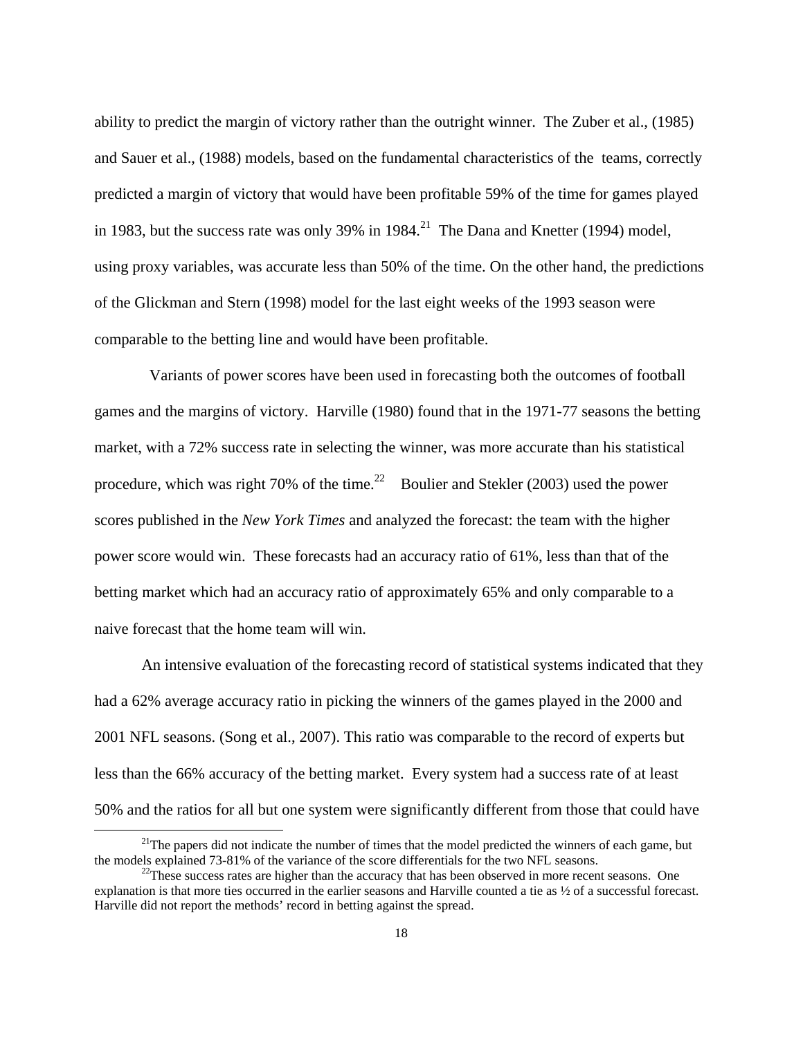ability to predict the margin of victory rather than the outright winner. The Zuber et al., (1985) and Sauer et al., (1988) models, based on the fundamental characteristics of the teams, correctly predicted a margin of victory that would have been profitable 59% of the time for games played in 1983, but the success rate was only 39% in 1984.[21] The Dana and Knetter (1994) model, using proxy variables, was accurate less than 50% of the time. On the other hand, the predictions of the Glickman and Stern (1998) model for the last eight weeks of the 1993 season were comparable to the betting line and would have been profitable.

Variants of power scores have been used in forecasting both the outcomes of football games and the margins of victory. Harville (1980) found that in the 1971-77 seasons the betting market, with a 72% success rate in selecting the winner, was more accurate than his statistical procedure, which was right 70% of the time.[22] Boulier and Stekler (2003) used the power scores published in the *New York Times* and analyzed the forecast: the team with the higher power score would win. These forecasts had an accuracy ratio of 61%, less than that of the betting market which had an accuracy ratio of approximately 65% and only comparable to a naive forecast that the home team will win.

An intensive evaluation of the forecasting record of statistical systems indicated that they had a 62% average accuracy ratio in picking the winners of the games played in the 2000 and 2001 NFL seasons. (Song et al., 2007). This ratio was comparable to the record of experts but less than the 66% accuracy of the betting market. Every system had a success rate of at least 50% and the ratios for all but one system were significantly different from those that could have

[21] The papers did not indicate the number of times that the model predicted the winners of each game, but the models explained 73-81% of the variance of the score differentials for the two NFL seasons.

[22] These success rates are higher than the accuracy that has been observed in more recent seasons. One explanation is that more ties occurred in the earlier seasons and Harville counted a tie as ½ of a successful forecast. Harville did not report the methods' record in betting against the spread.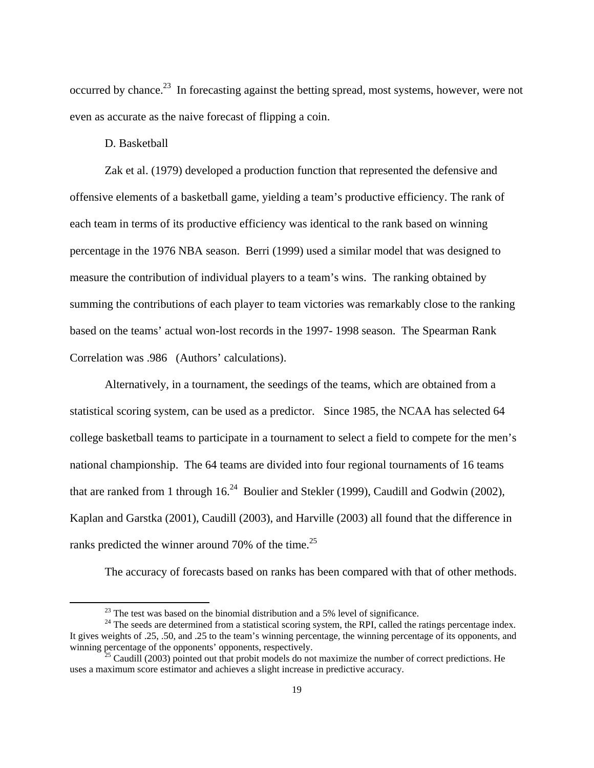occurred by chance.[23] In forecasting against the betting spread, most systems, however, were not even as accurate as the naive forecast of flipping a coin.

D. Basketball

Zak et al. (1979) developed a production function that represented the defensive and offensive elements of a basketball game, yielding a team's productive efficiency. The rank of each team in terms of its productive efficiency was identical to the rank based on winning percentage in the 1976 NBA season. Berri (1999) used a similar model that was designed to measure the contribution of individual players to a team's wins. The ranking obtained by summing the contributions of each player to team victories was remarkably close to the ranking based on the teams' actual won-lost records in the 1997- 1998 season. The Spearman Rank Correlation was .986 (Authors' calculations).

Alternatively, in a tournament, the seedings of the teams, which are obtained from a statistical scoring system, can be used as a predictor. Since 1985, the NCAA has selected 64 college basketball teams to participate in a tournament to select a field to compete for the men's national championship. The 64 teams are divided into four regional tournaments of 16 teams that are ranked from 1 through 16.[24] Boulier and Stekler (1999), Caudill and Godwin (2002), Kaplan and Garstka (2001), Caudill (2003), and Harville (2003) all found that the difference in ranks predicted the winner around 70% of the time.[25]

The accuracy of forecasts based on ranks has been compared with that of other methods.

---

[23] The test was based on the binomial distribution and a 5% level of significance.

[24] The seeds are determined from a statistical scoring system, the RPI, called the ratings percentage index. It gives weights of .25, .50, and .25 to the team's winning percentage, the winning percentage of its opponents, and winning percentage of the opponents' opponents, respectively.

[25] Caudill (2003) pointed out that probit models do not maximize the number of correct predictions. He uses a maximum score estimator and achieves a slight increase in predictive accuracy.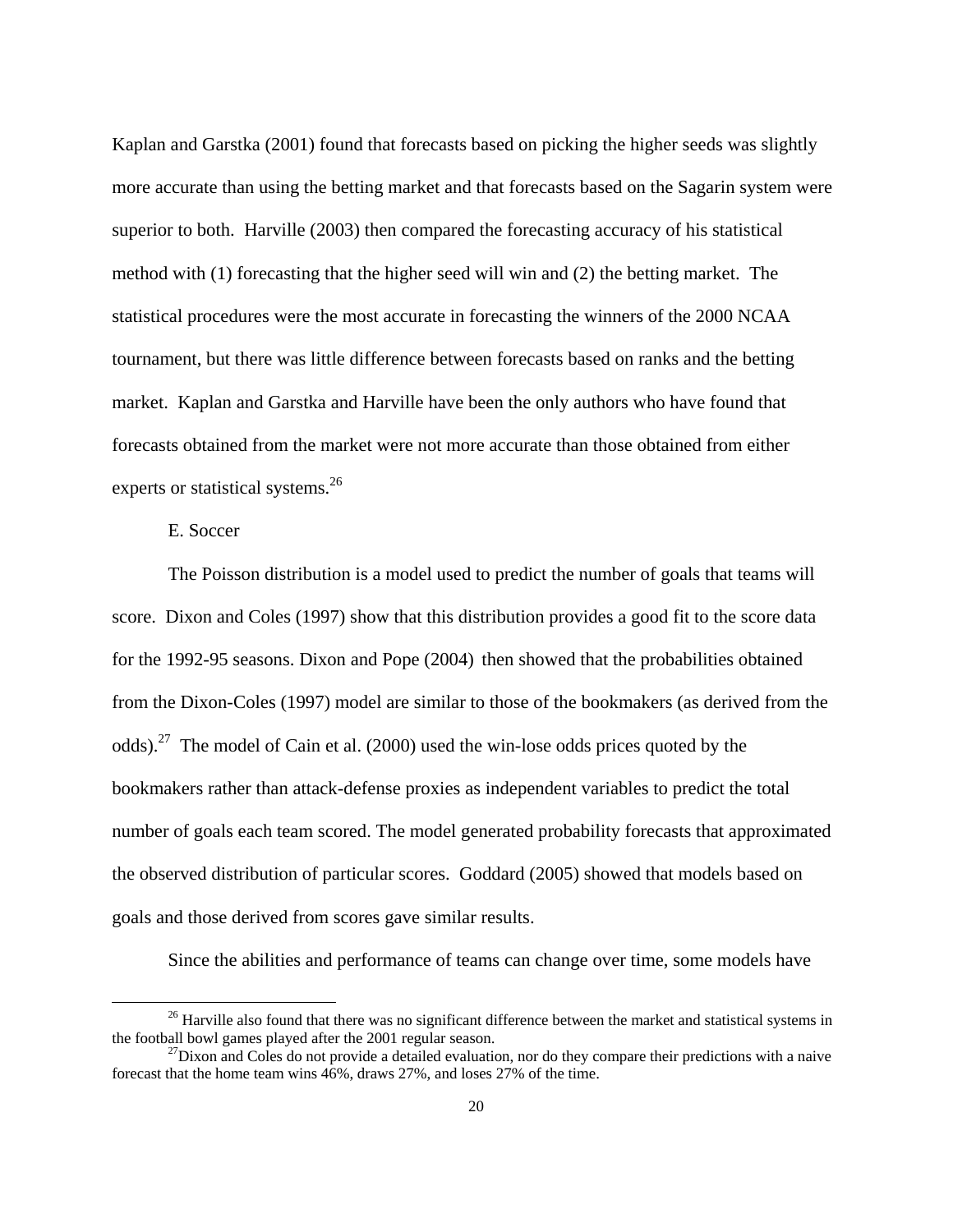Kaplan and Garstka (2001) found that forecasts based on picking the higher seeds was slightly more accurate than using the betting market and that forecasts based on the Sagarin system were superior to both. Harville (2003) then compared the forecasting accuracy of his statistical method with (1) forecasting that the higher seed will win and (2) the betting market. The statistical procedures were the most accurate in forecasting the winners of the 2000 NCAA tournament, but there was little difference between forecasts based on ranks and the betting market. Kaplan and Garstka and Harville have been the only authors who have found that forecasts obtained from the market were not more accurate than those obtained from either experts or statistical systems.[26]

### E. Soccer

The Poisson distribution is a model used to predict the number of goals that teams will score. Dixon and Coles (1997) show that this distribution provides a good fit to the score data for the 1992-95 seasons. Dixon and Pope (2004) then showed that the probabilities obtained from the Dixon-Coles (1997) model are similar to those of the bookmakers (as derived from the odds).[27] The model of Cain et al. (2000) used the win-lose odds prices quoted by the bookmakers rather than attack-defense proxies as independent variables to predict the total number of goals each team scored. The model generated probability forecasts that approximated the observed distribution of particular scores. Goddard (2005) showed that models based on goals and those derived from scores gave similar results.

Since the abilities and performance of teams can change over time, some models have

---

[26] Harville also found that there was no significant difference between the market and statistical systems in the football bowl games played after the 2001 regular season.

[27] Dixon and Coles do not provide a detailed evaluation, nor do they compare their predictions with a naive forecast that the home team wins 46%, draws 27%, and loses 27% of the time.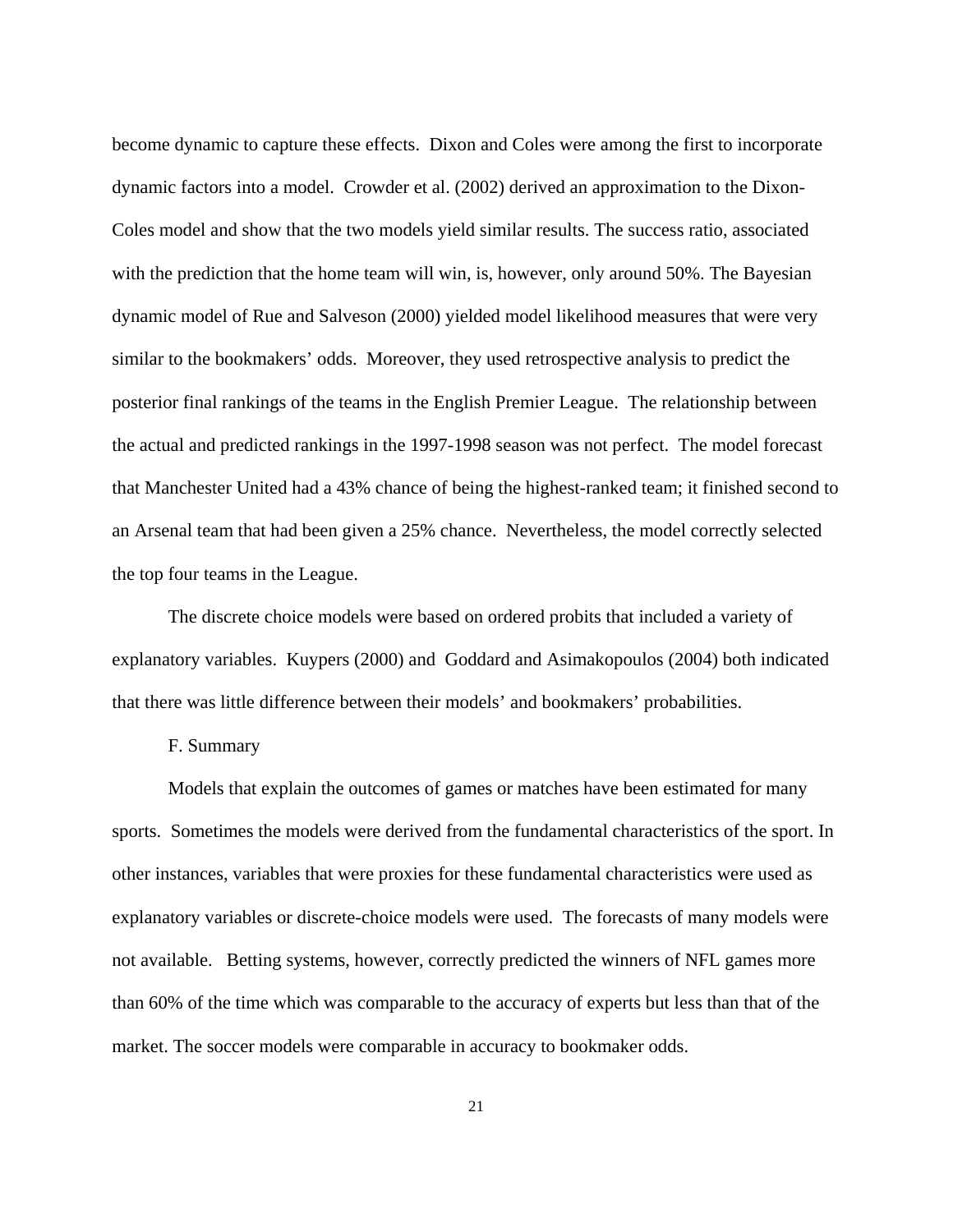become dynamic to capture these effects. Dixon and Coles were among the first to incorporate dynamic factors into a model. Crowder et al. (2002) derived an approximation to the Dixon-Coles model and show that the two models yield similar results. The success ratio, associated with the prediction that the home team will win, is, however, only around 50%. The Bayesian dynamic model of Rue and Salveson (2000) yielded model likelihood measures that were very similar to the bookmakers' odds. Moreover, they used retrospective analysis to predict the posterior final rankings of the teams in the English Premier League. The relationship between the actual and predicted rankings in the 1997-1998 season was not perfect. The model forecast that Manchester United had a 43% chance of being the highest-ranked team; it finished second to an Arsenal team that had been given a 25% chance. Nevertheless, the model correctly selected the top four teams in the League.

The discrete choice models were based on ordered probits that included a variety of explanatory variables. Kuypers (2000) and Goddard and Asimakopoulos (2004) both indicated that there was little difference between their models' and bookmakers' probabilities.

F. Summary

Models that explain the outcomes of games or matches have been estimated for many sports. Sometimes the models were derived from the fundamental characteristics of the sport. In other instances, variables that were proxies for these fundamental characteristics were used as explanatory variables or discrete-choice models were used. The forecasts of many models were not available. Betting systems, however, correctly predicted the winners of NFL games more than 60% of the time which was comparable to the accuracy of experts but less than that of the market. The soccer models were comparable in accuracy to bookmaker odds.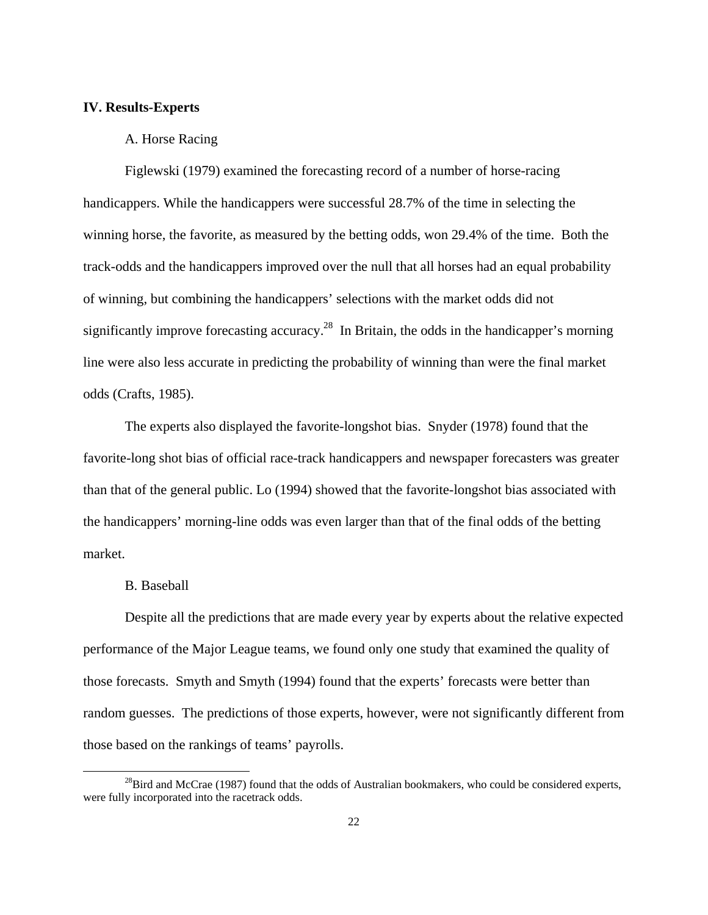## IV. Results-Experts

### A. Horse Racing

Figlewski (1979) examined the forecasting record of a number of horse-racing handicappers. While the handicappers were successful 28.7% of the time in selecting the winning horse, the favorite, as measured by the betting odds, won 29.4% of the time. Both the track-odds and the handicappers improved over the null that all horses had an equal probability of winning, but combining the handicappers' selections with the market odds did not significantly improve forecasting accuracy.[28] In Britain, the odds in the handicapper's morning line were also less accurate in predicting the probability of winning than were the final market odds (Crafts, 1985).

The experts also displayed the favorite-longshot bias. Snyder (1978) found that the favorite-long shot bias of official race-track handicappers and newspaper forecasters was greater than that of the general public. Lo (1994) showed that the favorite-longshot bias associated with the handicappers' morning-line odds was even larger than that of the final odds of the betting market.

### B. Baseball

Despite all the predictions that are made every year by experts about the relative expected performance of the Major League teams, we found only one study that examined the quality of those forecasts. Smyth and Smyth (1994) found that the experts' forecasts were better than random guesses. The predictions of those experts, however, were not significantly different from those based on the rankings of teams' payrolls.

[28] Bird and McCrae (1987) found that the odds of Australian bookmakers, who could be considered experts, were fully incorporated into the racetrack odds.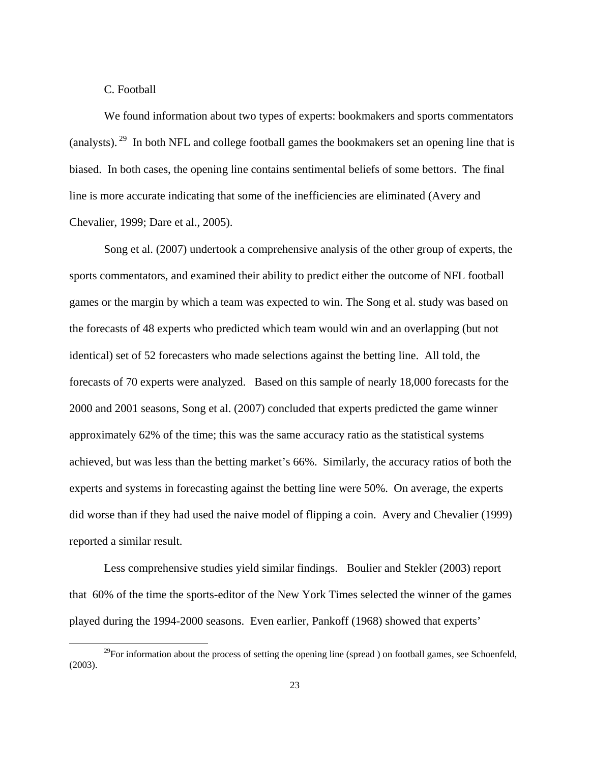C. Football

We found information about two types of experts: bookmakers and sports commentators (analysts).[29] In both NFL and college football games the bookmakers set an opening line that is biased. In both cases, the opening line contains sentimental beliefs of some bettors. The final line is more accurate indicating that some of the inefficiencies are eliminated (Avery and Chevalier, 1999; Dare et al., 2005).

Song et al. (2007) undertook a comprehensive analysis of the other group of experts, the sports commentators, and examined their ability to predict either the outcome of NFL football games or the margin by which a team was expected to win. The Song et al. study was based on the forecasts of 48 experts who predicted which team would win and an overlapping (but not identical) set of 52 forecasters who made selections against the betting line. All told, the forecasts of 70 experts were analyzed. Based on this sample of nearly 18,000 forecasts for the 2000 and 2001 seasons, Song et al. (2007) concluded that experts predicted the game winner approximately 62% of the time; this was the same accuracy ratio as the statistical systems achieved, but was less than the betting market's 66%. Similarly, the accuracy ratios of both the experts and systems in forecasting against the betting line were 50%. On average, the experts did worse than if they had used the naive model of flipping a coin. Avery and Chevalier (1999) reported a similar result.

Less comprehensive studies yield similar findings. Boulier and Stekler (2003) report that 60% of the time the sports-editor of the New York Times selected the winner of the games played during the 1994-2000 seasons. Even earlier, Pankoff (1968) showed that experts'

[29] For information about the process of setting the opening line (spread ) on football games, see Schoenfeld, (2003).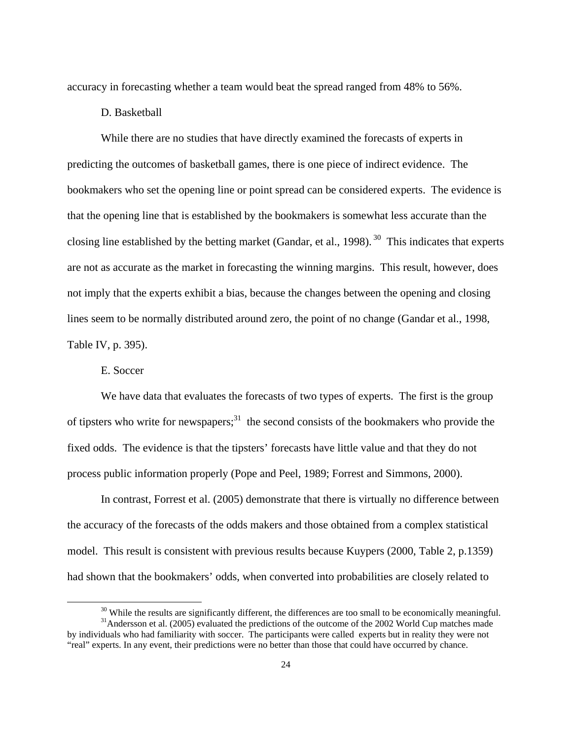accuracy in forecasting whether a team would beat the spread ranged from 48% to 56%.

### D. Basketball

While there are no studies that have directly examined the forecasts of experts in predicting the outcomes of basketball games, there is one piece of indirect evidence. The bookmakers who set the opening line or point spread can be considered experts. The evidence is that the opening line that is established by the bookmakers is somewhat less accurate than the closing line established by the betting market (Gandar, et al., 1998).[30] This indicates that experts are not as accurate as the market in forecasting the winning margins. This result, however, does not imply that the experts exhibit a bias, because the changes between the opening and closing lines seem to be normally distributed around zero, the point of no change (Gandar et al., 1998, Table IV, p. 395).

### E. Soccer

We have data that evaluates the forecasts of two types of experts. The first is the group of tipsters who write for newspapers;[31] the second consists of the bookmakers who provide the fixed odds. The evidence is that the tipsters' forecasts have little value and that they do not process public information properly (Pope and Peel, 1989; Forrest and Simmons, 2000).

In contrast, Forrest et al. (2005) demonstrate that there is virtually no difference between the accuracy of the forecasts of the odds makers and those obtained from a complex statistical model. This result is consistent with previous results because Kuypers (2000, Table 2, p.1359) had shown that the bookmakers' odds, when converted into probabilities are closely related to

---

[30] While the results are significantly different, the differences are too small to be economically meaningful.

[31] Andersson et al. (2005) evaluated the predictions of the outcome of the 2002 World Cup matches made by individuals who had familiarity with soccer. The participants were called experts but in reality they were not "real" experts. In any event, their predictions were no better than those that could have occurred by chance.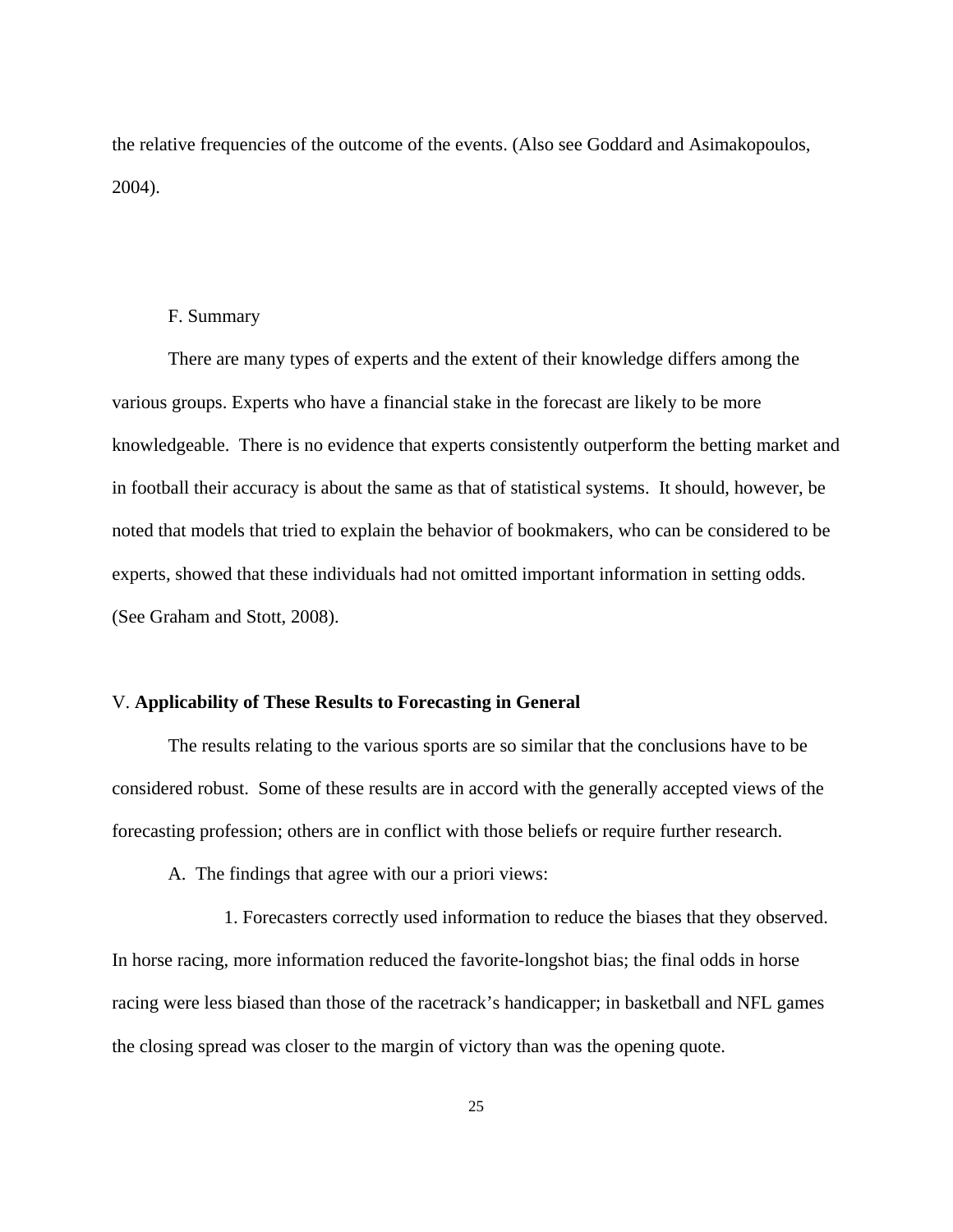the relative frequencies of the outcome of the events. (Also see Goddard and Asimakopoulos, 2004).

### F. Summary

There are many types of experts and the extent of their knowledge differs among the various groups. Experts who have a financial stake in the forecast are likely to be more knowledgeable. There is no evidence that experts consistently outperform the betting market and in football their accuracy is about the same as that of statistical systems. It should, however, be noted that models that tried to explain the behavior of bookmakers, who can be considered to be experts, showed that these individuals had not omitted important information in setting odds. (See Graham and Stott, 2008).

## V. **Applicability of These Results to Forecasting in General**

The results relating to the various sports are so similar that the conclusions have to be considered robust. Some of these results are in accord with the generally accepted views of the forecasting profession; others are in conflict with those beliefs or require further research.

A. The findings that agree with our a priori views:

1. Forecasters correctly used information to reduce the biases that they observed. In horse racing, more information reduced the favorite-longshot bias; the final odds in horse racing were less biased than those of the racetrack's handicapper; in basketball and NFL games the closing spread was closer to the margin of victory than was the opening quote.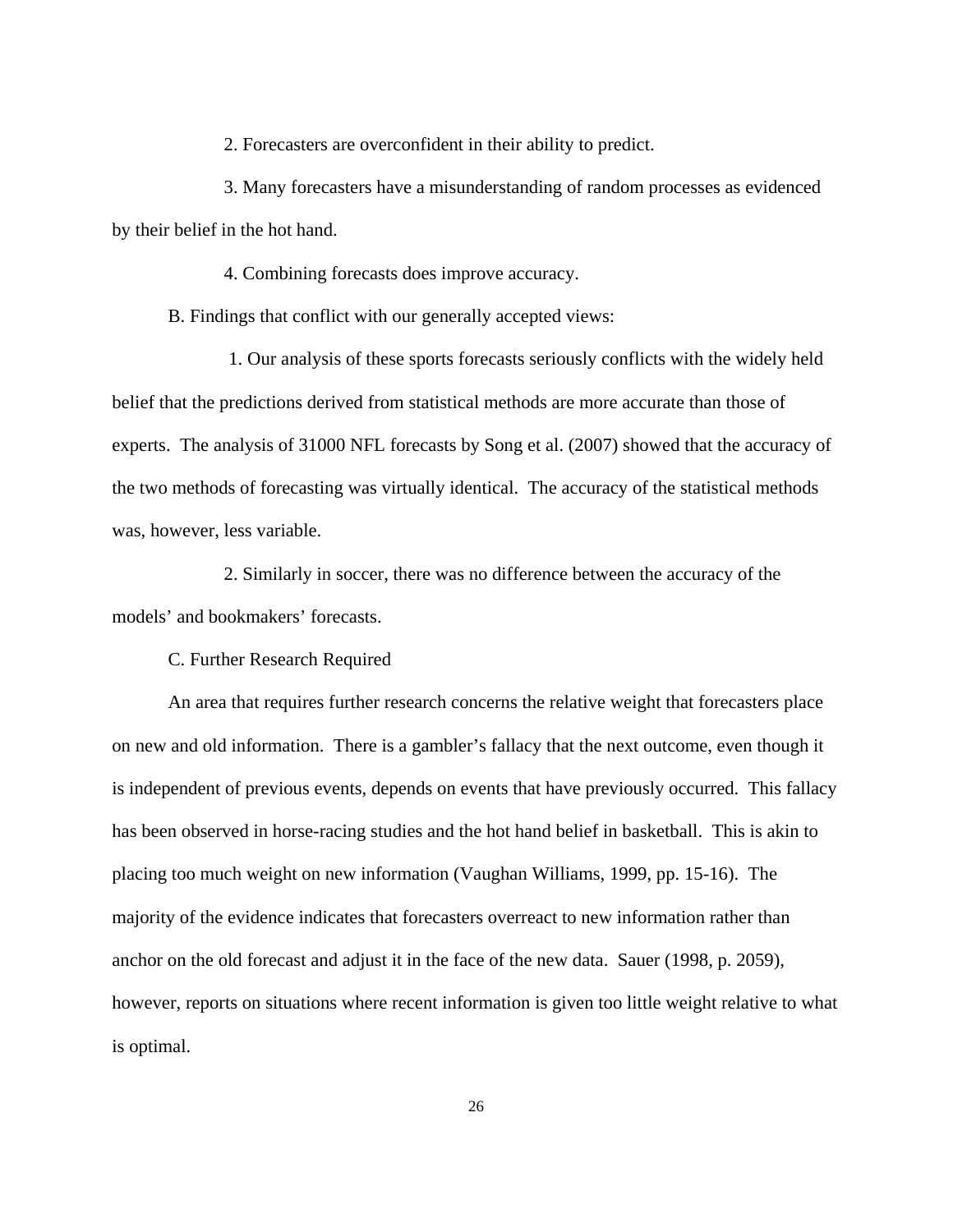2. Forecasters are overconfident in their ability to predict.

3. Many forecasters have a misunderstanding of random processes as evidenced by their belief in the hot hand.

4. Combining forecasts does improve accuracy.

B. Findings that conflict with our generally accepted views:

1. Our analysis of these sports forecasts seriously conflicts with the widely held belief that the predictions derived from statistical methods are more accurate than those of experts. The analysis of 31000 NFL forecasts by Song et al. (2007) showed that the accuracy of the two methods of forecasting was virtually identical. The accuracy of the statistical methods was, however, less variable.

2. Similarly in soccer, there was no difference between the accuracy of the models' and bookmakers' forecasts.

C. Further Research Required

An area that requires further research concerns the relative weight that forecasters place on new and old information. There is a gambler's fallacy that the next outcome, even though it is independent of previous events, depends on events that have previously occurred. This fallacy has been observed in horse-racing studies and the hot hand belief in basketball. This is akin to placing too much weight on new information (Vaughan Williams, 1999, pp. 15-16). The majority of the evidence indicates that forecasters overreact to new information rather than anchor on the old forecast and adjust it in the face of the new data. Sauer (1998, p. 2059), however, reports on situations where recent information is given too little weight relative to what is optimal.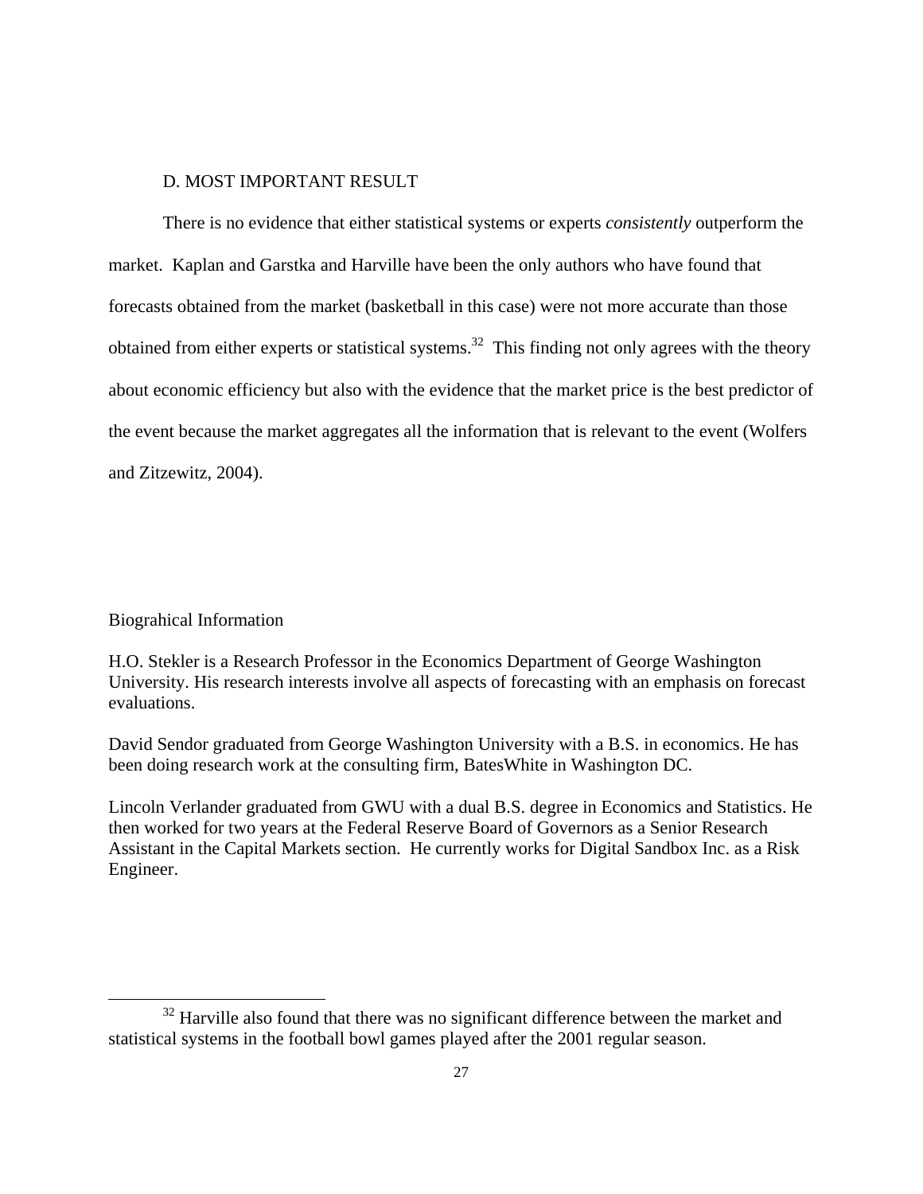### D. MOST IMPORTANT RESULT

There is no evidence that either statistical systems or experts *consistently* outperform the market. Kaplan and Garstka and Harville have been the only authors who have found that forecasts obtained from the market (basketball in this case) were not more accurate than those obtained from either experts or statistical systems.[32] This finding not only agrees with the theory about economic efficiency but also with the evidence that the market price is the best predictor of the event because the market aggregates all the information that is relevant to the event (Wolfers and Zitzewitz, 2004).

Biograhical Information

H.O. Stekler is a Research Professor in the Economics Department of George Washington University. His research interests involve all aspects of forecasting with an emphasis on forecast evaluations.

David Sendor graduated from George Washington University with a B.S. in economics. He has been doing research work at the consulting firm, BatesWhite in Washington DC.

Lincoln Verlander graduated from GWU with a dual B.S. degree in Economics and Statistics. He then worked for two years at the Federal Reserve Board of Governors as a Senior Research Assistant in the Capital Markets section. He currently works for Digital Sandbox Inc. as a Risk Engineer.

[32] Harville also found that there was no significant difference between the market and statistical systems in the football bowl games played after the 2001 regular season.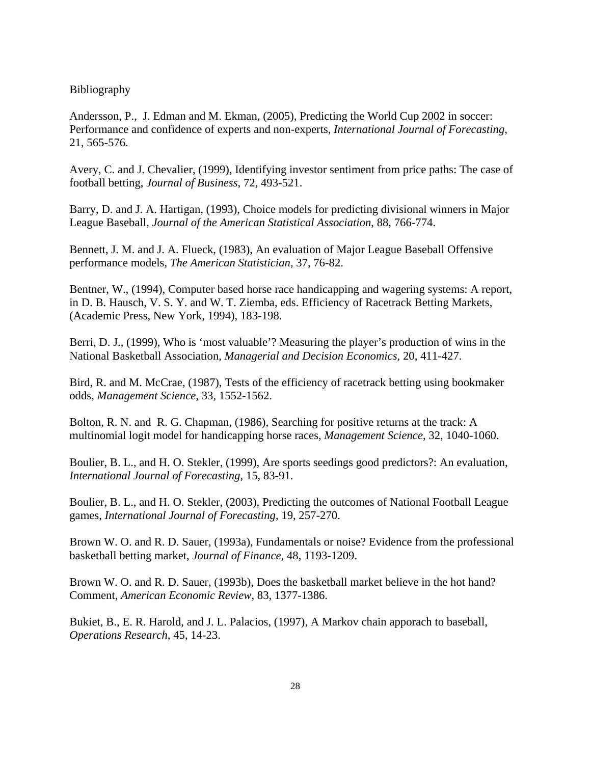# Bibliography

Andersson, P., J. Edman and M. Ekman, (2005), Predicting the World Cup 2002 in soccer: Performance and confidence of experts and non-experts, *International Journal of Forecasting*, 21, 565-576.

Avery, C. and J. Chevalier, (1999), Identifying investor sentiment from price paths: The case of football betting, *Journal of Business*, 72, 493-521.

Barry, D. and J. A. Hartigan, (1993), Choice models for predicting divisional winners in Major League Baseball, *Journal of the American Statistical Association*, 88, 766-774.

Bennett, J. M. and J. A. Flueck, (1983), An evaluation of Major League Baseball Offensive performance models, *The American Statistician*, 37, 76-82.

Bentner, W., (1994), Computer based horse race handicapping and wagering systems: A report, in D. B. Hausch, V. S. Y. and W. T. Ziemba, eds. Efficiency of Racetrack Betting Markets, (Academic Press, New York, 1994), 183-198.

Berri, D. J., (1999), Who is 'most valuable'? Measuring the player's production of wins in the National Basketball Association, *Managerial and Decision Economics*, 20, 411-427.

Bird, R. and M. McCrae, (1987), Tests of the efficiency of racetrack betting using bookmaker odds, *Management Science,* 33, 1552-1562.

Bolton, R. N. and R. G. Chapman, (1986), Searching for positive returns at the track: A multinomial logit model for handicapping horse races, *Management Science*, 32, 1040-1060.

Boulier, B. L., and H. O. Stekler, (1999), Are sports seedings good predictors?: An evaluation, *International Journal of Forecasting*, 15, 83-91.

Boulier, B. L., and H. O. Stekler, (2003), Predicting the outcomes of National Football League games, *International Journal of Forecasting*, 19, 257-270.

Brown W. O. and R. D. Sauer, (1993a), Fundamentals or noise? Evidence from the professional basketball betting market, *Journal of Finance*, 48, 1193-1209.

Brown W. O. and R. D. Sauer, (1993b), Does the basketball market believe in the hot hand? Comment, *American Economic Review*, 83, 1377-1386.

Bukiet, B., E. R. Harold, and J. L. Palacios, (1997), A Markov chain apporach to baseball, *Operations Research*, 45, 14-23.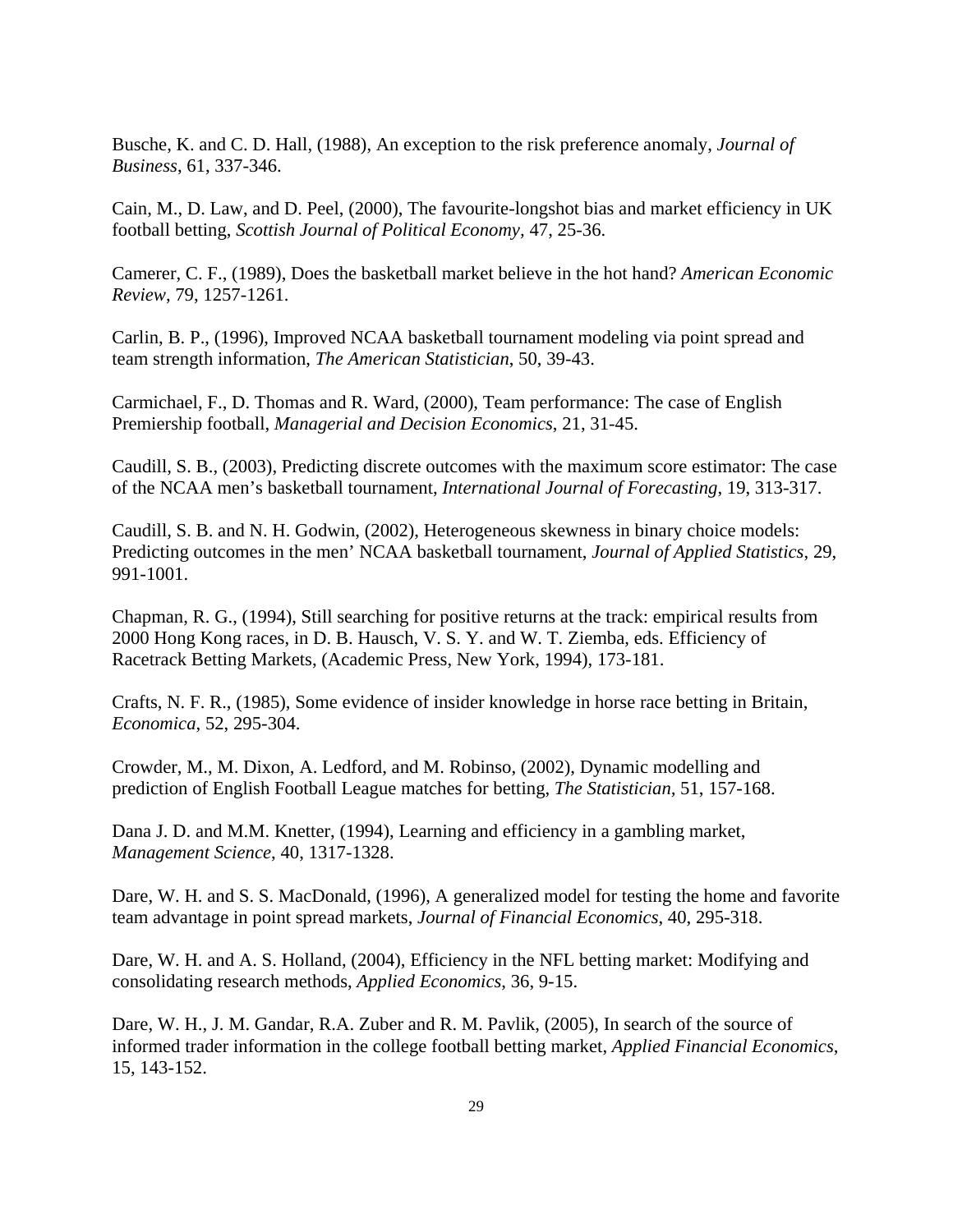Busche, K. and C. D. Hall, (1988), An exception to the risk preference anomaly, *Journal of Business*, 61, 337-346.

Cain, M., D. Law, and D. Peel, (2000), The favourite-longshot bias and market efficiency in UK football betting, *Scottish Journal of Political Economy,* 47, 25-36.

Camerer, C. F., (1989), Does the basketball market believe in the hot hand? *American Economic Review*, 79, 1257-1261.

Carlin, B. P., (1996), Improved NCAA basketball tournament modeling via point spread and team strength information, *The American Statistician*, 50, 39-43.

Carmichael, F., D. Thomas and R. Ward, (2000), Team performance: The case of English Premiership football, *Managerial and Decision Economics*, 21, 31-45.

Caudill, S. B., (2003), Predicting discrete outcomes with the maximum score estimator: The case of the NCAA men's basketball tournament, *International Journal of Forecasting*, 19, 313-317.

Caudill, S. B. and N. H. Godwin, (2002), Heterogeneous skewness in binary choice models: Predicting outcomes in the men' NCAA basketball tournament, *Journal of Applied Statistics*, 29, 991-1001.

Chapman, R. G., (1994), Still searching for positive returns at the track: empirical results from 2000 Hong Kong races, in D. B. Hausch, V. S. Y. and W. T. Ziemba, eds. Efficiency of Racetrack Betting Markets, (Academic Press, New York, 1994), 173-181.

Crafts, N. F. R., (1985), Some evidence of insider knowledge in horse race betting in Britain, *Economica*, 52, 295-304.

Crowder, M., M. Dixon, A. Ledford, and M. Robinso, (2002), Dynamic modelling and prediction of English Football League matches for betting, *The Statistician,* 51, 157-168.

Dana J. D. and M.M. Knetter, (1994), Learning and efficiency in a gambling market, *Management Science*, 40, 1317-1328.

Dare, W. H. and S. S. MacDonald, (1996), A generalized model for testing the home and favorite team advantage in point spread markets, *Journal of Financial Economics*, 40, 295-318.

Dare, W. H. and A. S. Holland, (2004), Efficiency in the NFL betting market: Modifying and consolidating research methods, *Applied Economics*, 36, 9-15.

Dare, W. H., J. M. Gandar, R.A. Zuber and R. M. Pavlik, (2005), In search of the source of informed trader information in the college football betting market, *Applied Financial Economics*, 15, 143-152.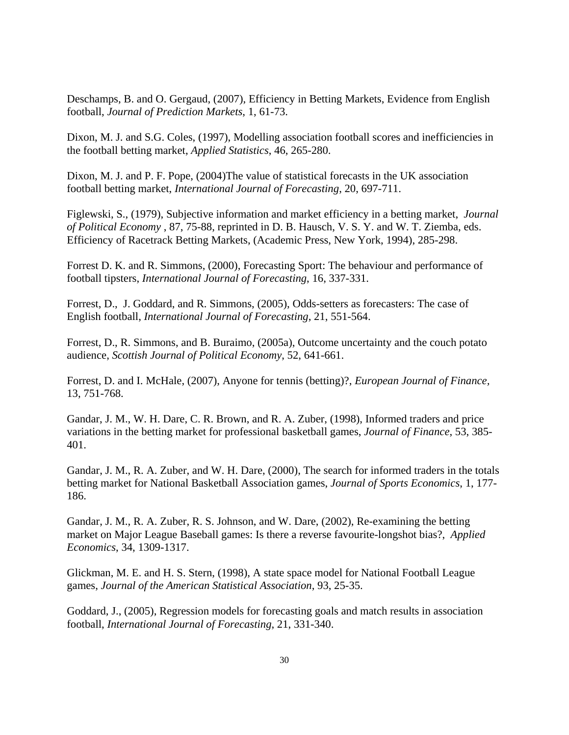Deschamps, B. and O. Gergaud, (2007), Efficiency in Betting Markets, Evidence from English football, *Journal of Prediction Markets*, 1, 61-73.

Dixon, M. J. and S.G. Coles, (1997), Modelling association football scores and inefficiencies in the football betting market, *Applied Statistics*, 46, 265-280.

Dixon, M. J. and P. F. Pope, (2004)The value of statistical forecasts in the UK association football betting market, *International Journal of Forecasting*, 20, 697-711.

Figlewski, S., (1979), Subjective information and market efficiency in a betting market, *Journal of Political Economy* , 87, 75-88, reprinted in D. B. Hausch, V. S. Y. and W. T. Ziemba, eds. Efficiency of Racetrack Betting Markets, (Academic Press, New York, 1994), 285-298.

Forrest D. K. and R. Simmons, (2000), Forecasting Sport: The behaviour and performance of football tipsters, *International Journal of Forecasting*, 16, 337-331.

Forrest, D., J. Goddard, and R. Simmons, (2005), Odds-setters as forecasters: The case of English football, *International Journal of Forecasting*, 21, 551-564.

Forrest, D., R. Simmons, and B. Buraimo, (2005a), Outcome uncertainty and the couch potato audience, *Scottish Journal of Political Economy*, 52, 641-661.

Forrest, D. and I. McHale, (2007), Anyone for tennis (betting)?, *European Journal of Finance*, 13, 751-768.

Gandar, J. M., W. H. Dare, C. R. Brown, and R. A. Zuber, (1998), Informed traders and price variations in the betting market for professional basketball games, *Journal of Finance*, 53, 385-401.

Gandar, J. M., R. A. Zuber, and W. H. Dare, (2000), The search for informed traders in the totals betting market for National Basketball Association games, *Journal of Sports Economics*, 1, 177-186.

Gandar, J. M., R. A. Zuber, R. S. Johnson, and W. Dare, (2002), Re-examining the betting market on Major League Baseball games: Is there a reverse favourite-longshot bias?, *Applied Economics*, 34, 1309-1317.

Glickman, M. E. and H. S. Stern, (1998), A state space model for National Football League games, *Journal of the American Statistical Association*, 93, 25-35.

Goddard, J., (2005), Regression models for forecasting goals and match results in association football, *International Journal of Forecasting*, 21, 331-340.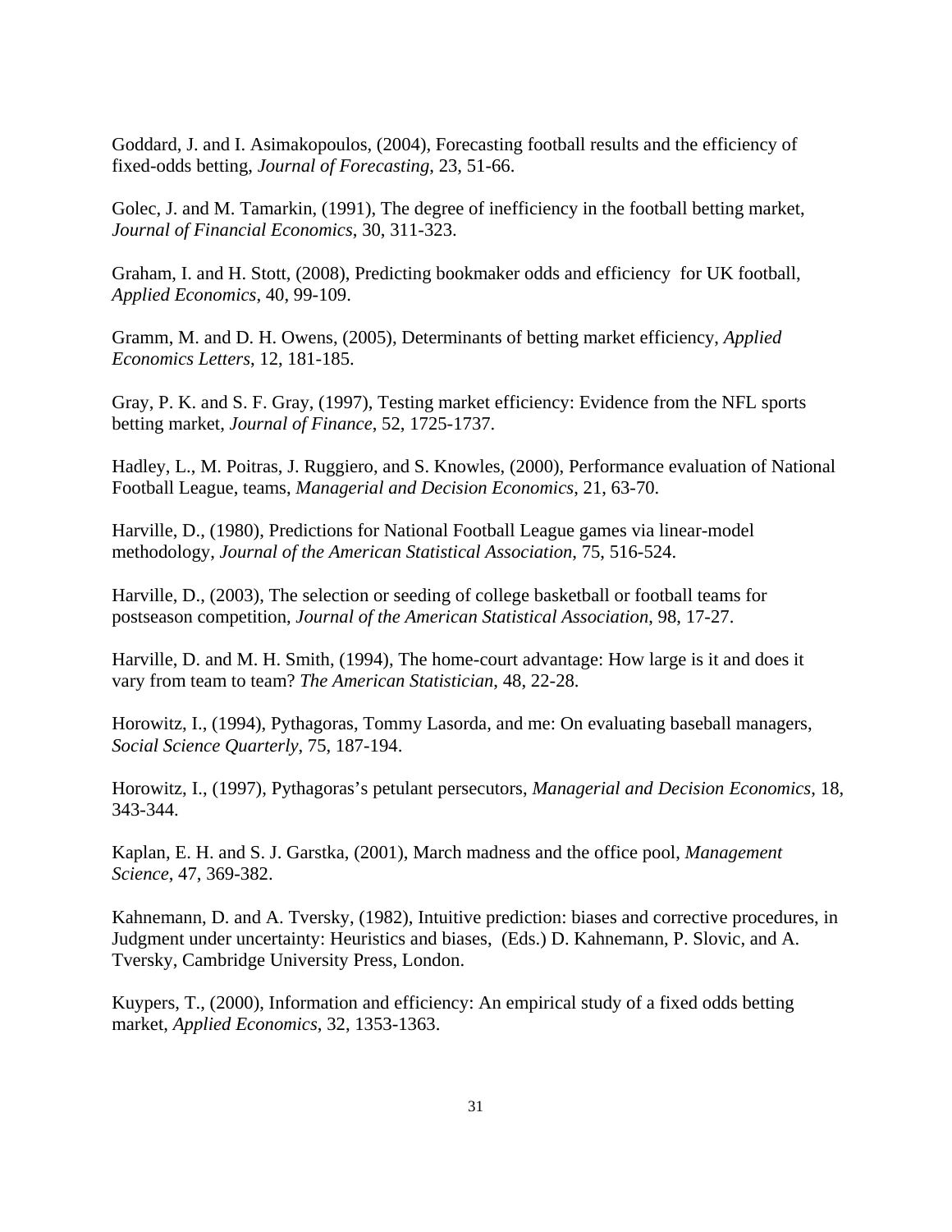Goddard, J. and I. Asimakopoulos, (2004), Forecasting football results and the efficiency of fixed-odds betting, *Journal of Forecasting*, 23, 51-66.

Golec, J. and M. Tamarkin, (1991), The degree of inefficiency in the football betting market, *Journal of Financial Economics*, 30, 311-323.

Graham, I. and H. Stott, (2008), Predicting bookmaker odds and efficiency for UK football, *Applied Economics*, 40, 99-109.

Gramm, M. and D. H. Owens, (2005), Determinants of betting market efficiency, *Applied Economics Letters*, 12, 181-185.

Gray, P. K. and S. F. Gray, (1997), Testing market efficiency: Evidence from the NFL sports betting market, *Journal of Finance*, 52, 1725-1737.

Hadley, L., M. Poitras, J. Ruggiero, and S. Knowles, (2000), Performance evaluation of National Football League, teams, *Managerial and Decision Economics*, 21, 63-70.

Harville, D., (1980), Predictions for National Football League games via linear-model methodology, *Journal of the American Statistical Association*, 75, 516-524.

Harville, D., (2003), The selection or seeding of college basketball or football teams for postseason competition, *Journal of the American Statistical Association*, 98, 17-27.

Harville, D. and M. H. Smith, (1994), The home-court advantage: How large is it and does it vary from team to team? *The American Statistician*, 48, 22-28.

Horowitz, I., (1994), Pythagoras, Tommy Lasorda, and me: On evaluating baseball managers, *Social Science Quarterly*, 75, 187-194.

Horowitz, I., (1997), Pythagoras's petulant persecutors, *Managerial and Decision Economics*, 18, 343-344.

Kaplan, E. H. and S. J. Garstka, (2001), March madness and the office pool, *Management Science*, 47, 369-382.

Kahnemann, D. and A. Tversky, (1982), Intuitive prediction: biases and corrective procedures, in Judgment under uncertainty: Heuristics and biases, (Eds.) D. Kahnemann, P. Slovic, and A. Tversky, Cambridge University Press, London.

Kuypers, T., (2000), Information and efficiency: An empirical study of a fixed odds betting market, *Applied Economics*, 32, 1353-1363.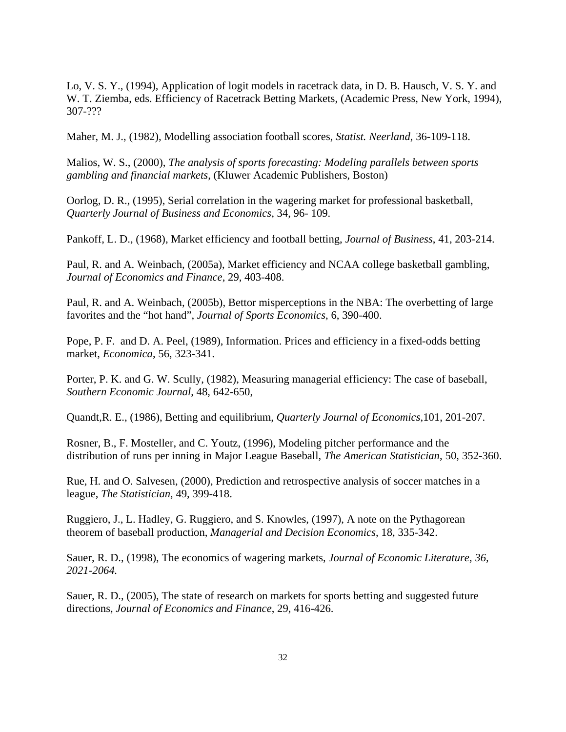Lo, V. S. Y., (1994), Application of logit models in racetrack data, in D. B. Hausch, V. S. Y. and W. T. Ziemba, eds. Efficiency of Racetrack Betting Markets, (Academic Press, New York, 1994), 307-???

Maher, M. J., (1982), Modelling association football scores, *Statist. Neerland*, 36-109-118.

Malios, W. S., (2000), *The analysis of sports forecasting: Modeling parallels between sports gambling and financial markets*, (Kluwer Academic Publishers, Boston)

Oorlog, D. R., (1995), Serial correlation in the wagering market for professional basketball, *Quarterly Journal of Business and Economics*, 34, 96- 109.

Pankoff, L. D., (1968), Market efficiency and football betting, *Journal of Business*, 41, 203-214.

Paul, R. and A. Weinbach, (2005a), Market efficiency and NCAA college basketball gambling, *Journal of Economics and Finance*, 29, 403-408.

Paul, R. and A. Weinbach, (2005b), Bettor misperceptions in the NBA: The overbetting of large favorites and the "hot hand", *Journal of Sports Economics*, 6, 390-400.

Pope, P. F. and D. A. Peel, (1989), Information. Prices and efficiency in a fixed-odds betting market, *Economica*, 56, 323-341.

Porter, P. K. and G. W. Scully, (1982), Measuring managerial efficiency: The case of baseball, *Southern Economic Journal*, 48, 642-650,

Quandt,R. E., (1986), Betting and equilibrium, *Quarterly Journal of Economics*,101, 201-207.

Rosner, B., F. Mosteller, and C. Youtz, (1996), Modeling pitcher performance and the distribution of runs per inning in Major League Baseball, *The American Statistician*, 50, 352-360.

Rue, H. and O. Salvesen, (2000), Prediction and retrospective analysis of soccer matches in a league, *The Statistician*, 49, 399-418.

Ruggiero, J., L. Hadley, G. Ruggiero, and S. Knowles, (1997), A note on the Pythagorean theorem of baseball production, *Managerial and Decision Economics*, 18, 335-342.

Sauer, R. D., (1998), The economics of wagering markets, *Journal of Economic Literature, 36, 2021-2064.*

Sauer, R. D., (2005), The state of research on markets for sports betting and suggested future directions, *Journal of Economics and Finance*, 29, 416-426.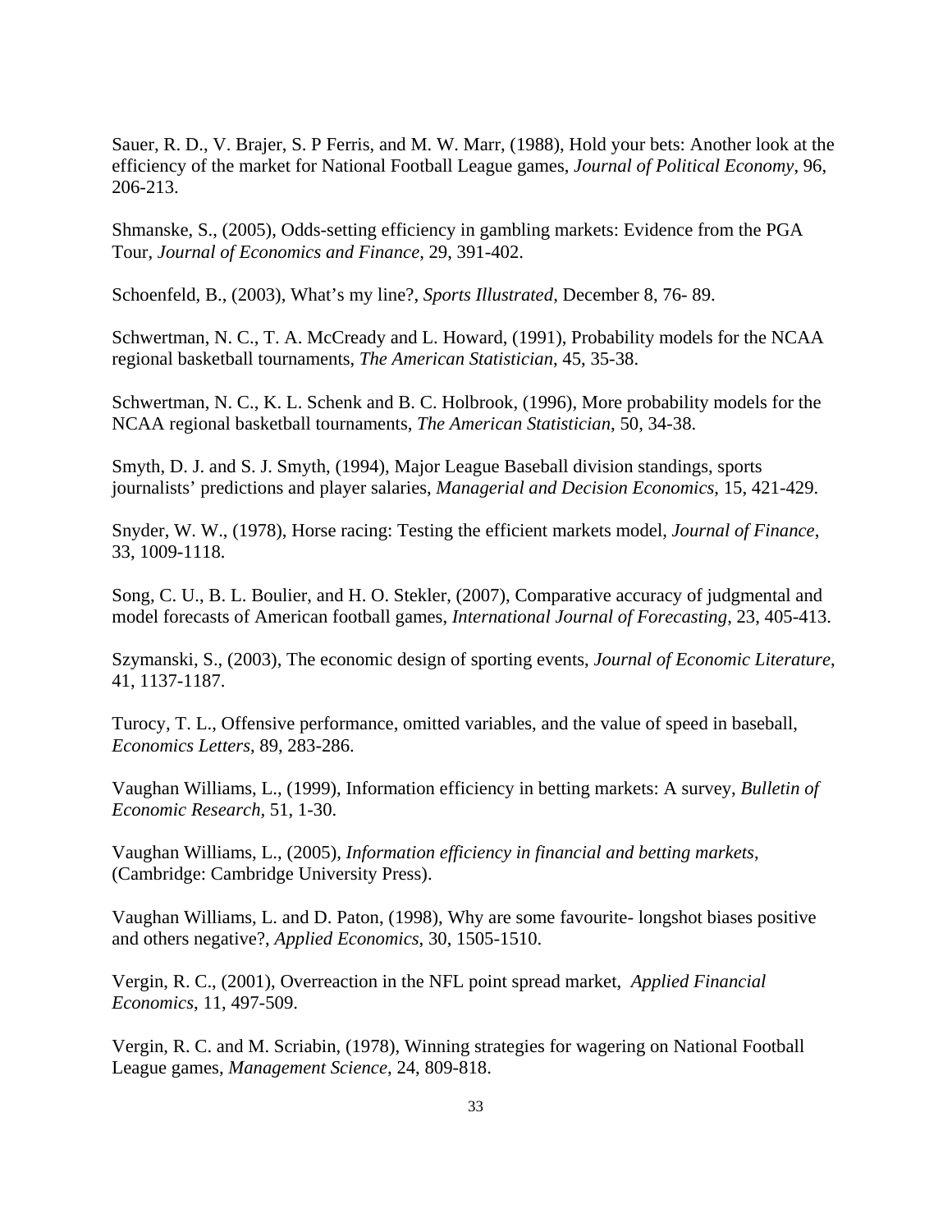Sauer, R. D., V. Brajer, S. P Ferris, and M. W. Marr, (1988), Hold your bets: Another look at the efficiency of the market for National Football League games, *Journal of Political Economy*, 96, 206-213.

Shmanske, S., (2005), Odds-setting efficiency in gambling markets: Evidence from the PGA Tour, *Journal of Economics and Finance*, 29, 391-402.

Schoenfeld, B., (2003), What's my line?, *Sports Illustrated*, December 8, 76- 89.

Schwertman, N. C., T. A. McCready and L. Howard, (1991), Probability models for the NCAA regional basketball tournaments, *The American Statistician*, 45, 35-38.

Schwertman, N. C., K. L. Schenk and B. C. Holbrook, (1996), More probability models for the NCAA regional basketball tournaments, *The American Statistician*, 50, 34-38.

Smyth, D. J. and S. J. Smyth, (1994), Major League Baseball division standings, sports journalists' predictions and player salaries, *Managerial and Decision Economics*, 15, 421-429.

Snyder, W. W., (1978), Horse racing: Testing the efficient markets model, *Journal of Finance*, 33, 1009-1118.

Song, C. U., B. L. Boulier, and H. O. Stekler, (2007), Comparative accuracy of judgmental and model forecasts of American football games, *International Journal of Forecasting*, 23, 405-413.

Szymanski, S., (2003), The economic design of sporting events, *Journal of Economic Literature*, 41, 1137-1187.

Turocy, T. L., Offensive performance, omitted variables, and the value of speed in baseball, *Economics Letters*, 89, 283-286.

Vaughan Williams, L., (1999), Information efficiency in betting markets: A survey, *Bulletin of Economic Research*, 51, 1-30.

Vaughan Williams, L., (2005), *Information efficiency in financial and betting markets*, (Cambridge: Cambridge University Press).

Vaughan Williams, L. and D. Paton, (1998), Why are some favourite- longshot biases positive and others negative?, *Applied Economics*, 30, 1505-1510.

Vergin, R. C., (2001), Overreaction in the NFL point spread market, *Applied Financial Economics*, 11, 497-509.

Vergin, R. C. and M. Scriabin, (1978), Winning strategies for wagering on National Football League games, *Management Science*, 24, 809-818.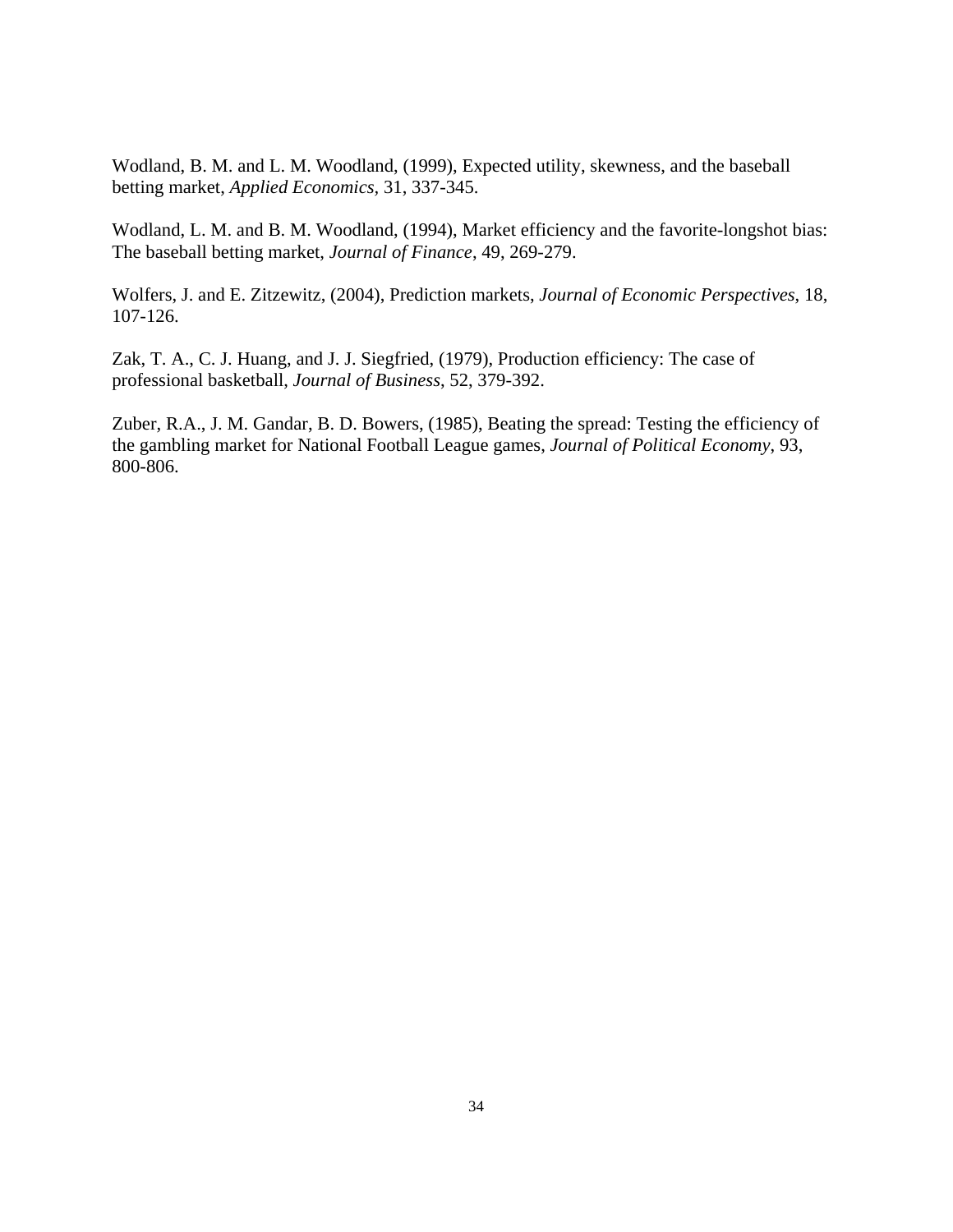Wodland, B. M. and L. M. Woodland, (1999), Expected utility, skewness, and the baseball betting market, *Applied Economics*, 31, 337-345.

Wodland, L. M. and B. M. Woodland, (1994), Market efficiency and the favorite-longshot bias: The baseball betting market, *Journal of Finance*, 49, 269-279.

Wolfers, J. and E. Zitzewitz, (2004), Prediction markets, *Journal of Economic Perspectives*, 18, 107-126.

Zak, T. A., C. J. Huang, and J. J. Siegfried, (1979), Production efficiency: The case of professional basketball, *Journal of Business*, 52, 379-392.

Zuber, R.A., J. M. Gandar, B. D. Bowers, (1985), Beating the spread: Testing the efficiency of the gambling market for National Football League games, *Journal of Political Economy*, 93, 800-806.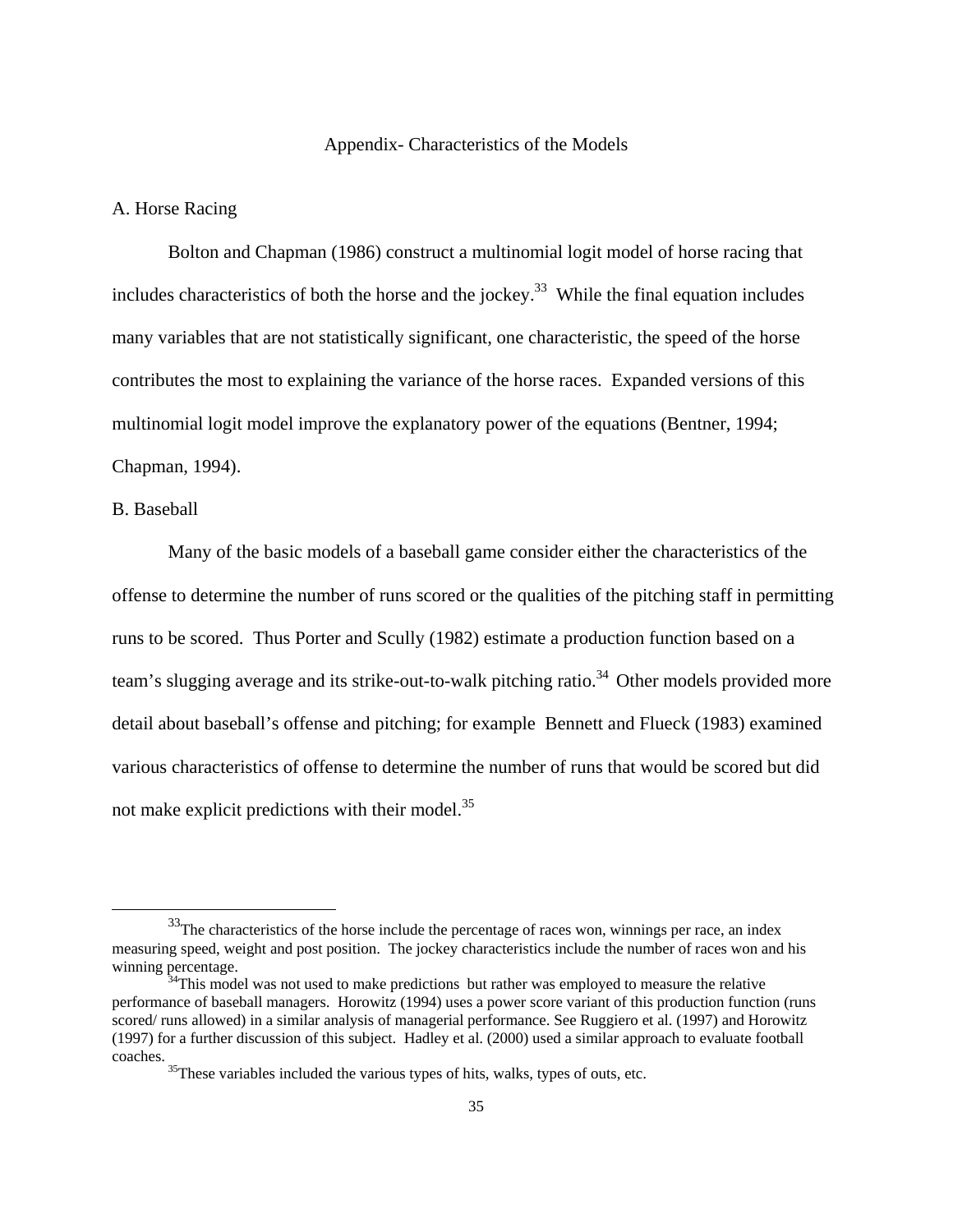## Appendix- Characteristics of the Models

### A. Horse Racing

Bolton and Chapman (1986) construct a multinomial logit model of horse racing that includes characteristics of both the horse and the jockey.[33] While the final equation includes many variables that are not statistically significant, one characteristic, the speed of the horse contributes the most to explaining the variance of the horse races. Expanded versions of this multinomial logit model improve the explanatory power of the equations (Bentner, 1994; Chapman, 1994).

### B. Baseball

Many of the basic models of a baseball game consider either the characteristics of the offense to determine the number of runs scored or the qualities of the pitching staff in permitting runs to be scored. Thus Porter and Scully (1982) estimate a production function based on a team's slugging average and its strike-out-to-walk pitching ratio.[34] Other models provided more detail about baseball's offense and pitching; for example Bennett and Flueck (1983) examined various characteristics of offense to determine the number of runs that would be scored but did not make explicit predictions with their model.[35]

---

[33] The characteristics of the horse include the percentage of races won, winnings per race, an index measuring speed, weight and post position. The jockey characteristics include the number of races won and his winning percentage.

[34] This model was not used to make predictions but rather was employed to measure the relative performance of baseball managers. Horowitz (1994) uses a power score variant of this production function (runs scored/ runs allowed) in a similar analysis of managerial performance. See Ruggiero et al. (1997) and Horowitz (1997) for a further discussion of this subject. Hadley et al. (2000) used a similar approach to evaluate football coaches.

[35] These variables included the various types of hits, walks, types of outs, etc.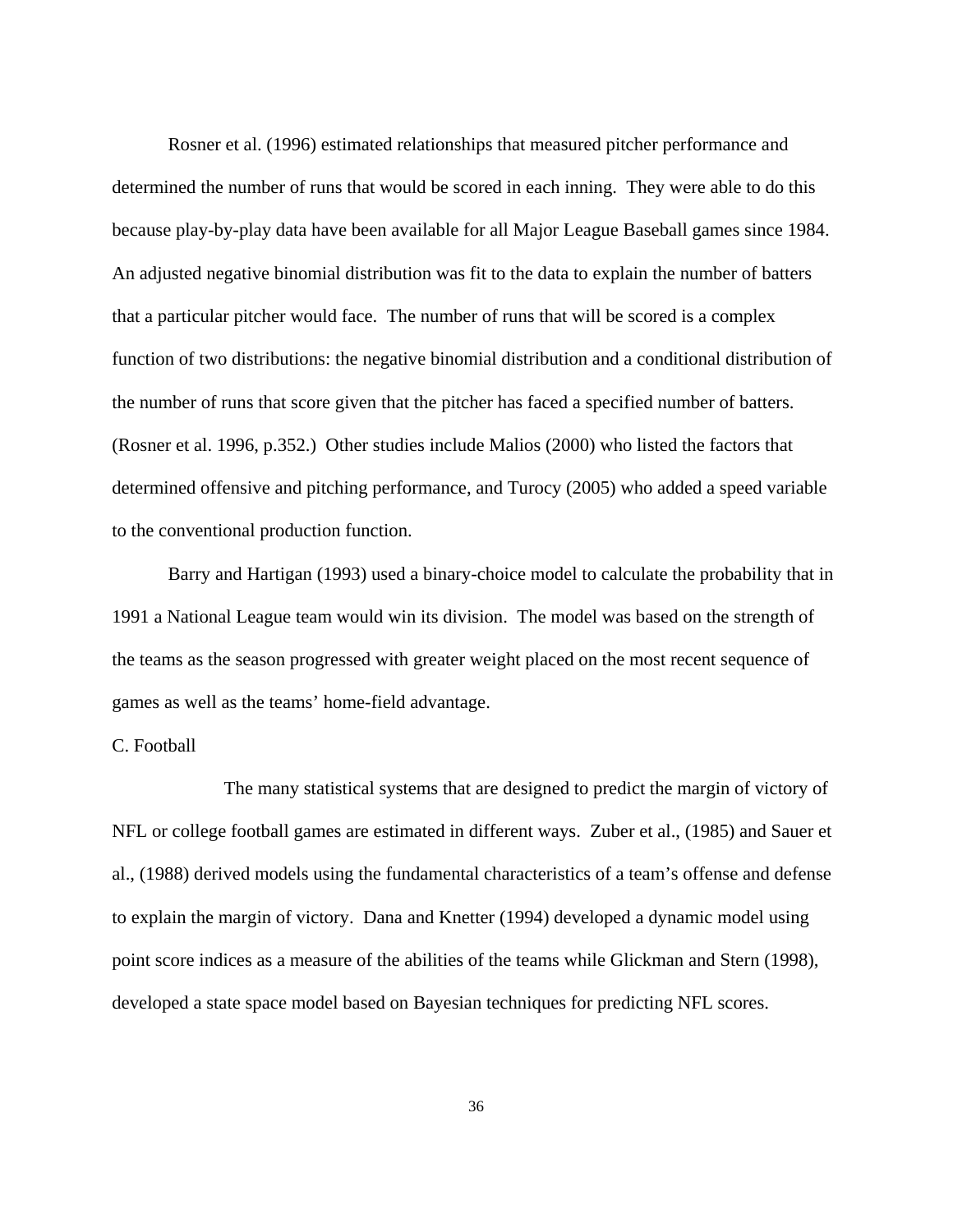Rosner et al. (1996) estimated relationships that measured pitcher performance and determined the number of runs that would be scored in each inning. They were able to do this because play-by-play data have been available for all Major League Baseball games since 1984. An adjusted negative binomial distribution was fit to the data to explain the number of batters that a particular pitcher would face. The number of runs that will be scored is a complex function of two distributions: the negative binomial distribution and a conditional distribution of the number of runs that score given that the pitcher has faced a specified number of batters. (Rosner et al. 1996, p.352.) Other studies include Malios (2000) who listed the factors that determined offensive and pitching performance, and Turocy (2005) who added a speed variable to the conventional production function.

Barry and Hartigan (1993) used a binary-choice model to calculate the probability that in 1991 a National League team would win its division. The model was based on the strength of the teams as the season progressed with greater weight placed on the most recent sequence of games as well as the teams' home-field advantage.

C. Football

The many statistical systems that are designed to predict the margin of victory of NFL or college football games are estimated in different ways. Zuber et al., (1985) and Sauer et al., (1988) derived models using the fundamental characteristics of a team's offense and defense to explain the margin of victory. Dana and Knetter (1994) developed a dynamic model using point score indices as a measure of the abilities of the teams while Glickman and Stern (1998), developed a state space model based on Bayesian techniques for predicting NFL scores.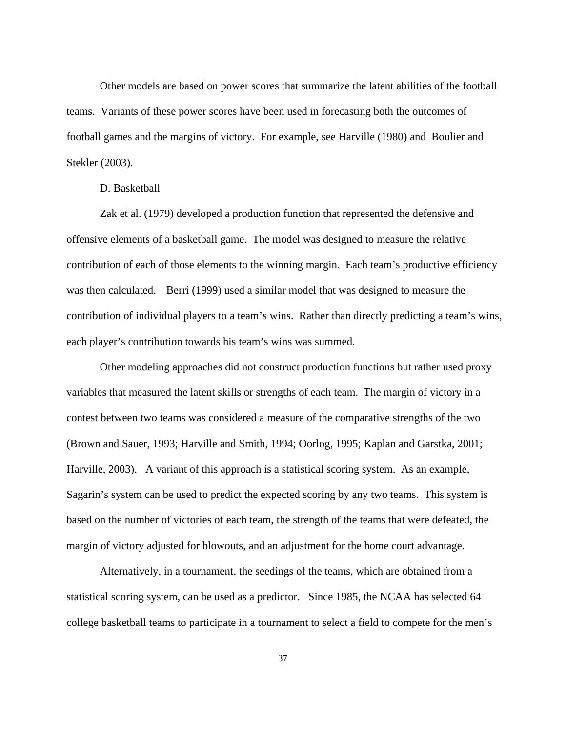Other models are based on power scores that summarize the latent abilities of the football teams. Variants of these power scores have been used in forecasting both the outcomes of football games and the margins of victory. For example, see Harville (1980) and Boulier and Stekler (2003).

### D. Basketball

Zak et al. (1979) developed a production function that represented the defensive and offensive elements of a basketball game. The model was designed to measure the relative contribution of each of those elements to the winning margin. Each team's productive efficiency was then calculated. Berri (1999) used a similar model that was designed to measure the contribution of individual players to a team's wins. Rather than directly predicting a team's wins, each player's contribution towards his team's wins was summed.

Other modeling approaches did not construct production functions but rather used proxy variables that measured the latent skills or strengths of each team. The margin of victory in a contest between two teams was considered a measure of the comparative strengths of the two (Brown and Sauer, 1993; Harville and Smith, 1994; Oorlog, 1995; Kaplan and Garstka, 2001; Harville, 2003). A variant of this approach is a statistical scoring system. As an example, Sagarin's system can be used to predict the expected scoring by any two teams. This system is based on the number of victories of each team, the strength of the teams that were defeated, the margin of victory adjusted for blowouts, and an adjustment for the home court advantage.

Alternatively, in a tournament, the seedings of the teams, which are obtained from a statistical scoring system, can be used as a predictor. Since 1985, the NCAA has selected 64 college basketball teams to participate in a tournament to select a field to compete for the men's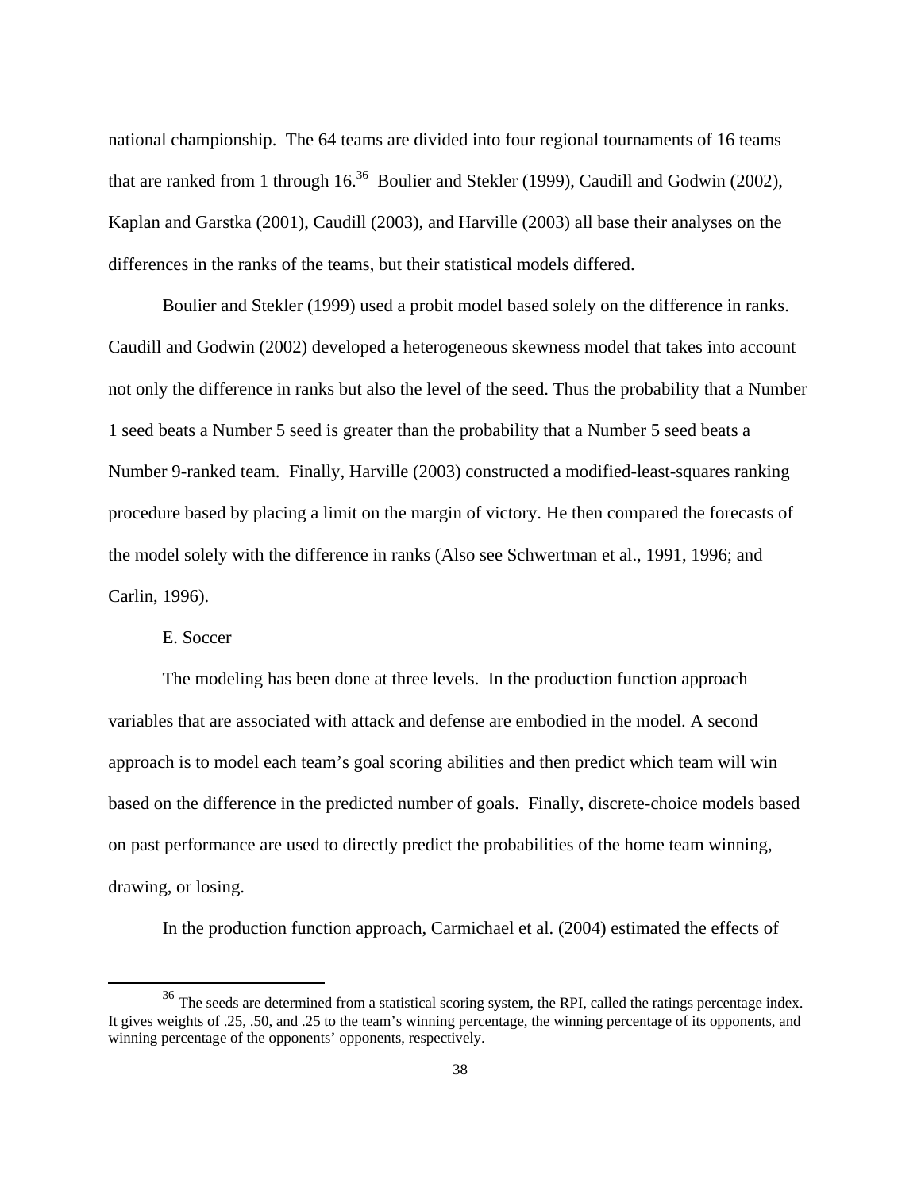national championship. The 64 teams are divided into four regional tournaments of 16 teams that are ranked from 1 through 16.[36] Boulier and Stekler (1999), Caudill and Godwin (2002), Kaplan and Garstka (2001), Caudill (2003), and Harville (2003) all base their analyses on the differences in the ranks of the teams, but their statistical models differed.

Boulier and Stekler (1999) used a probit model based solely on the difference in ranks. Caudill and Godwin (2002) developed a heterogeneous skewness model that takes into account not only the difference in ranks but also the level of the seed. Thus the probability that a Number 1 seed beats a Number 5 seed is greater than the probability that a Number 5 seed beats a Number 9-ranked team. Finally, Harville (2003) constructed a modified-least-squares ranking procedure based by placing a limit on the margin of victory. He then compared the forecasts of the model solely with the difference in ranks (Also see Schwertman et al., 1991, 1996; and Carlin, 1996).

E. Soccer

The modeling has been done at three levels. In the production function approach variables that are associated with attack and defense are embodied in the model. A second approach is to model each team's goal scoring abilities and then predict which team will win based on the difference in the predicted number of goals. Finally, discrete-choice models based on past performance are used to directly predict the probabilities of the home team winning, drawing, or losing.

In the production function approach, Carmichael et al. (2004) estimated the effects of

[36] The seeds are determined from a statistical scoring system, the RPI, called the ratings percentage index. It gives weights of .25, .50, and .25 to the team's winning percentage, the winning percentage of its opponents, and winning percentage of the opponents' opponents, respectively.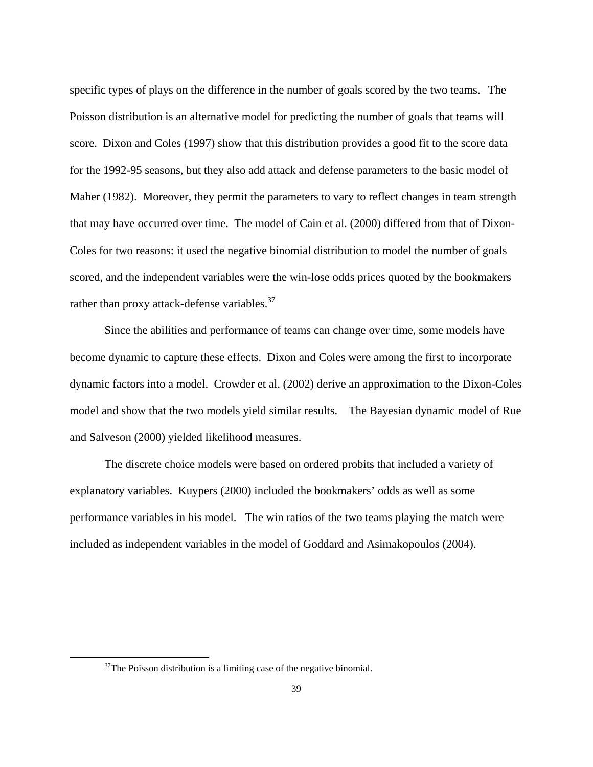specific types of plays on the difference in the number of goals scored by the two teams. The Poisson distribution is an alternative model for predicting the number of goals that teams will score. Dixon and Coles (1997) show that this distribution provides a good fit to the score data for the 1992-95 seasons, but they also add attack and defense parameters to the basic model of Maher (1982). Moreover, they permit the parameters to vary to reflect changes in team strength that may have occurred over time. The model of Cain et al. (2000) differed from that of Dixon-Coles for two reasons: it used the negative binomial distribution to model the number of goals scored, and the independent variables were the win-lose odds prices quoted by the bookmakers rather than proxy attack-defense variables.[37]

Since the abilities and performance of teams can change over time, some models have become dynamic to capture these effects. Dixon and Coles were among the first to incorporate dynamic factors into a model. Crowder et al. (2002) derive an approximation to the Dixon-Coles model and show that the two models yield similar results. The Bayesian dynamic model of Rue and Salveson (2000) yielded likelihood measures.

The discrete choice models were based on ordered probits that included a variety of explanatory variables. Kuypers (2000) included the bookmakers' odds as well as some performance variables in his model. The win ratios of the two teams playing the match were included as independent variables in the model of Goddard and Asimakopoulos (2004).

---

[37]The Poisson distribution is a limiting case of the negative binomial.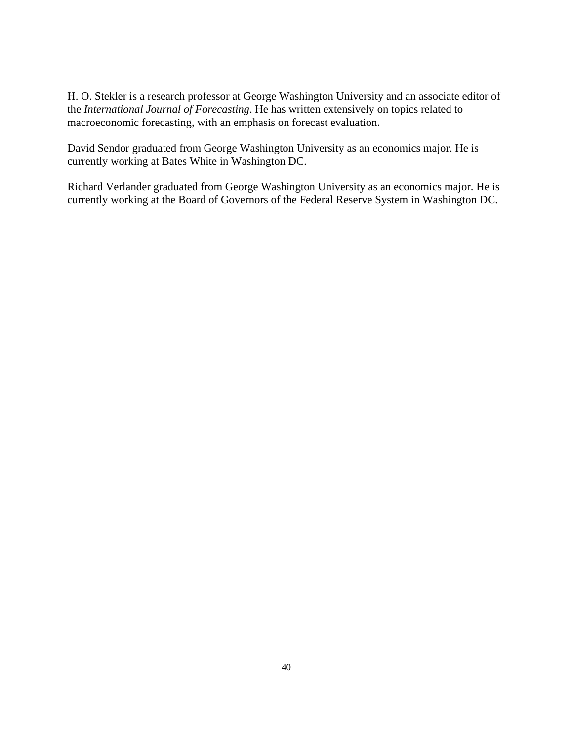H. O. Stekler is a research professor at George Washington University and an associate editor of the *International Journal of Forecasting*. He has written extensively on topics related to macroeconomic forecasting, with an emphasis on forecast evaluation.

David Sendor graduated from George Washington University as an economics major. He is currently working at Bates White in Washington DC.

Richard Verlander graduated from George Washington University as an economics major. He is currently working at the Board of Governors of the Federal Reserve System in Washington DC.